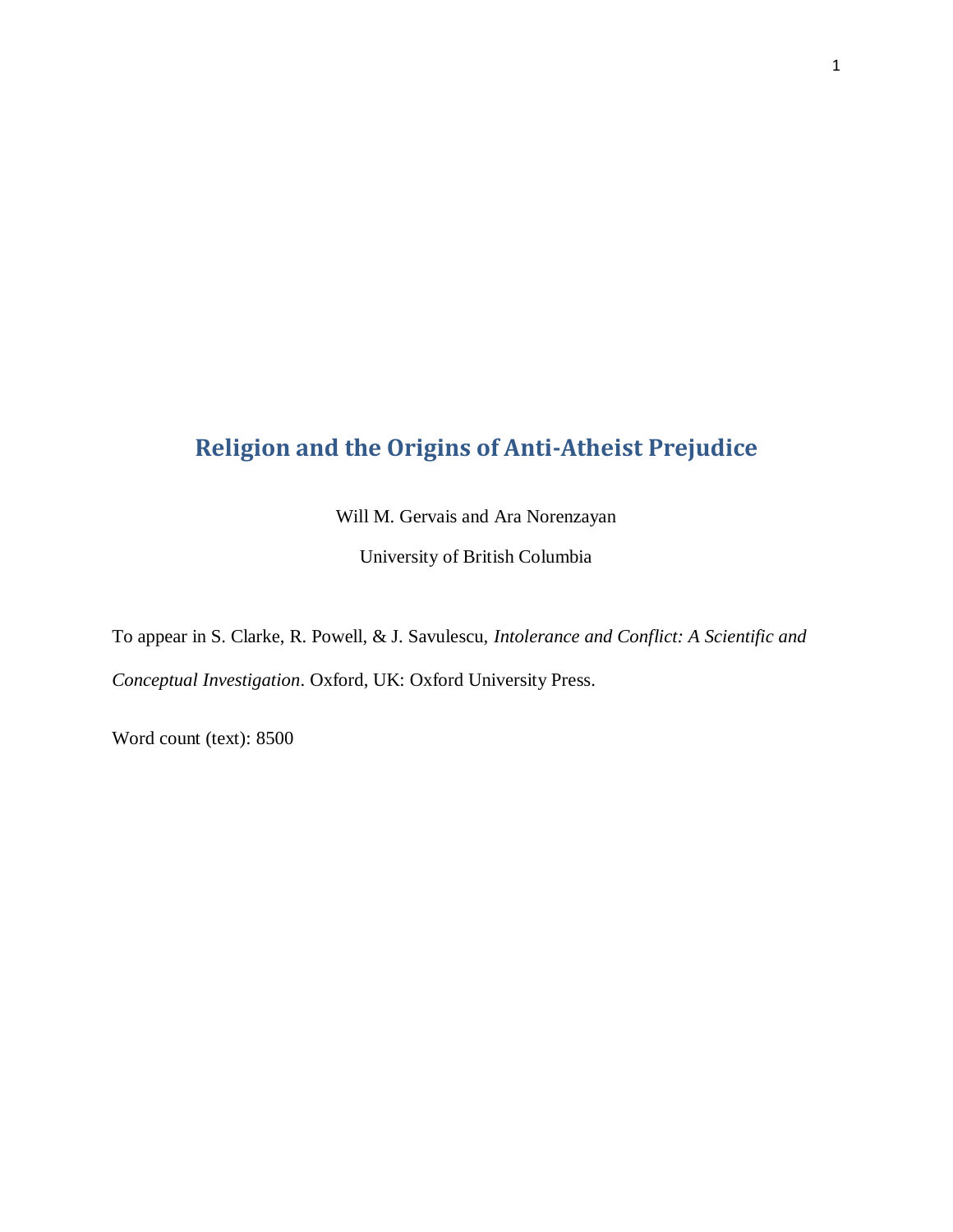# Religion and the Origins of Anti-Atheist Prejudice

Will M. Gervais and Ara Norenzayan

University of British Columbia

To appear in S. Clarke, R. Powell, & J. Savulescu, *Intolerance and Conflict: A Scientific and Conceptual Investigation*. Oxford, UK: Oxford University Press.

Word count (text): 8500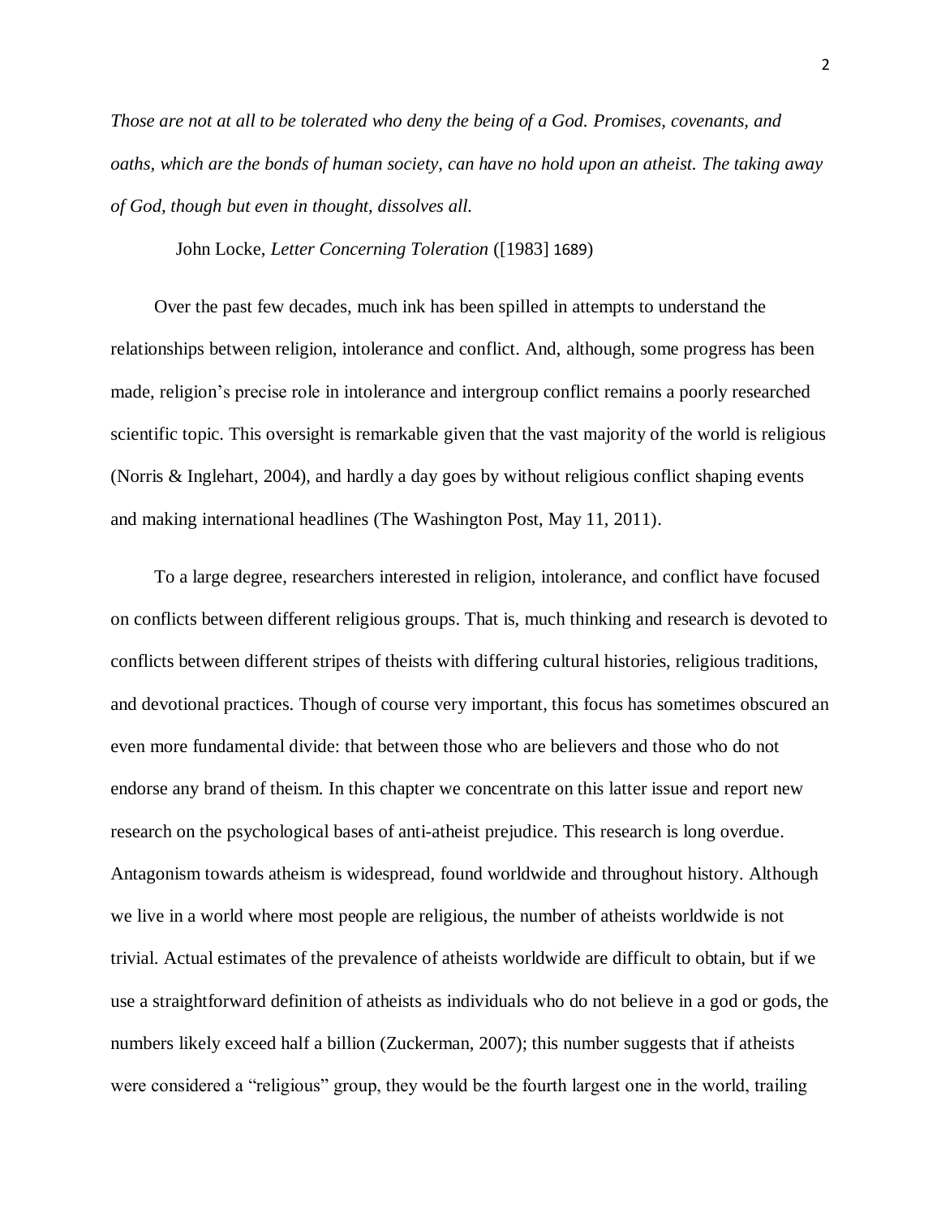*Those are not at all to be tolerated who deny the being of a God. Promises, covenants, and oaths, which are the bonds of human society, can have no hold upon an atheist. The taking away of God, though but even in thought, dissolves all.*

John Locke, *Letter Concerning Toleration* ([1983] 1689)

Over the past few decades, much ink has been spilled in attempts to understand the relationships between religion, intolerance and conflict. And, although, some progress has been made, religion's precise role in intolerance and intergroup conflict remains a poorly researched scientific topic. This oversight is remarkable given that the vast majority of the world is religious (Norris & Inglehart, 2004), and hardly a day goes by without religious conflict shaping events and making international headlines (The Washington Post, May 11, 2011).

To a large degree, researchers interested in religion, intolerance, and conflict have focused on conflicts between different religious groups. That is, much thinking and research is devoted to conflicts between different stripes of theists with differing cultural histories, religious traditions, and devotional practices. Though of course very important, this focus has sometimes obscured an even more fundamental divide: that between those who are believers and those who do not endorse any brand of theism. In this chapter we concentrate on this latter issue and report new research on the psychological bases of anti-atheist prejudice. This research is long overdue. Antagonism towards atheism is widespread, found worldwide and throughout history. Although we live in a world where most people are religious, the number of atheists worldwide is not trivial. Actual estimates of the prevalence of atheists worldwide are difficult to obtain, but if we use a straightforward definition of atheists as individuals who do not believe in a god or gods, the numbers likely exceed half a billion (Zuckerman, 2007); this number suggests that if atheists were considered a "religious" group, they would be the fourth largest one in the world, trailing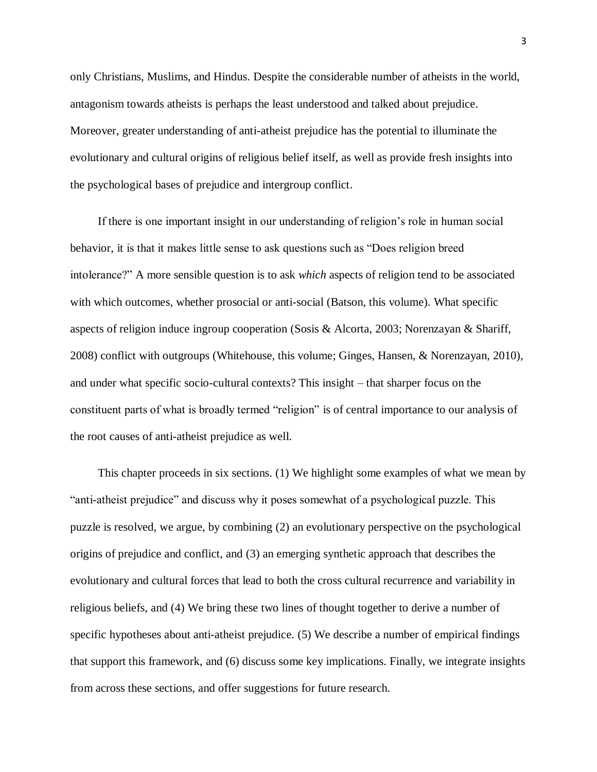only Christians, Muslims, and Hindus. Despite the considerable number of atheists in the world, antagonism towards atheists is perhaps the least understood and talked about prejudice. Moreover, greater understanding of anti-atheist prejudice has the potential to illuminate the evolutionary and cultural origins of religious belief itself, as well as provide fresh insights into the psychological bases of prejudice and intergroup conflict.

If there is one important insight in our understanding of religion's role in human social behavior, it is that it makes little sense to ask questions such as "Does religion breed intolerance?" A more sensible question is to ask *which* aspects of religion tend to be associated with which outcomes, whether prosocial or anti-social (Batson, this volume). What specific aspects of religion induce ingroup cooperation (Sosis & Alcorta, 2003; Norenzayan & Shariff, 2008) conflict with outgroups (Whitehouse, this volume; Ginges, Hansen, & Norenzayan, 2010), and under what specific socio-cultural contexts? This insight – that sharper focus on the constituent parts of what is broadly termed "religion" is of central importance to our analysis of the root causes of anti-atheist prejudice as well.

This chapter proceeds in six sections. (1) We highlight some examples of what we mean by "anti-atheist prejudice" and discuss why it poses somewhat of a psychological puzzle. This puzzle is resolved, we argue, by combining (2) an evolutionary perspective on the psychological origins of prejudice and conflict, and (3) an emerging synthetic approach that describes the evolutionary and cultural forces that lead to both the cross cultural recurrence and variability in religious beliefs, and (4) We bring these two lines of thought together to derive a number of specific hypotheses about anti-atheist prejudice. (5) We describe a number of empirical findings that support this framework, and (6) discuss some key implications. Finally, we integrate insights from across these sections, and offer suggestions for future research.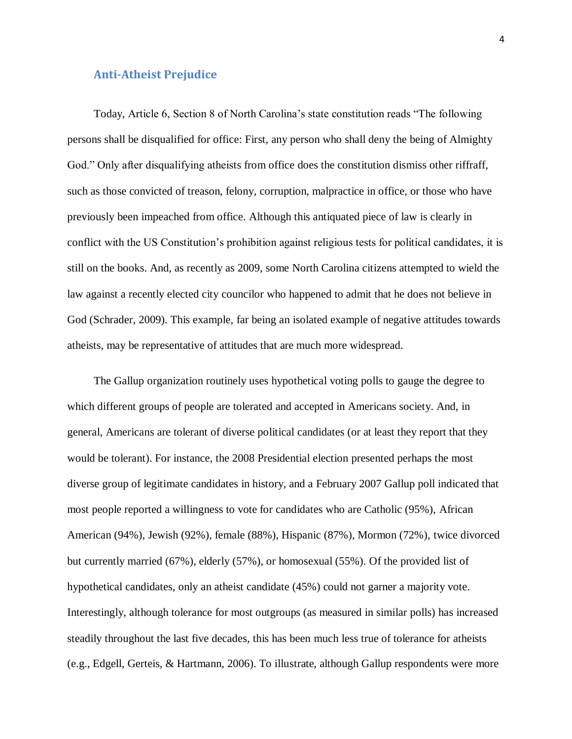## Anti-Atheist Prejudice

Today, Article 6, Section 8 of North Carolina's state constitution reads "The following persons shall be disqualified for office: First, any person who shall deny the being of Almighty God." Only after disqualifying atheists from office does the constitution dismiss other riffraff, such as those convicted of treason, felony, corruption, malpractice in office, or those who have previously been impeached from office. Although this antiquated piece of law is clearly in conflict with the US Constitution's prohibition against religious tests for political candidates, it is still on the books. And, as recently as 2009, some North Carolina citizens attempted to wield the law against a recently elected city councilor who happened to admit that he does not believe in God (Schrader, 2009). This example, far being an isolated example of negative attitudes towards atheists, may be representative of attitudes that are much more widespread.

The Gallup organization routinely uses hypothetical voting polls to gauge the degree to which different groups of people are tolerated and accepted in Americans society. And, in general, Americans are tolerant of diverse political candidates (or at least they report that they would be tolerant). For instance, the 2008 Presidential election presented perhaps the most diverse group of legitimate candidates in history, and a February 2007 Gallup poll indicated that most people reported a willingness to vote for candidates who are Catholic (95%), African American (94%), Jewish (92%), female (88%), Hispanic (87%), Mormon (72%), twice divorced but currently married (67%), elderly (57%), or homosexual (55%). Of the provided list of hypothetical candidates, only an atheist candidate (45%) could not garner a majority vote. Interestingly, although tolerance for most outgroups (as measured in similar polls) has increased steadily throughout the last five decades, this has been much less true of tolerance for atheists (e.g., Edgell, Gerteis, & Hartmann, 2006). To illustrate, although Gallup respondents were more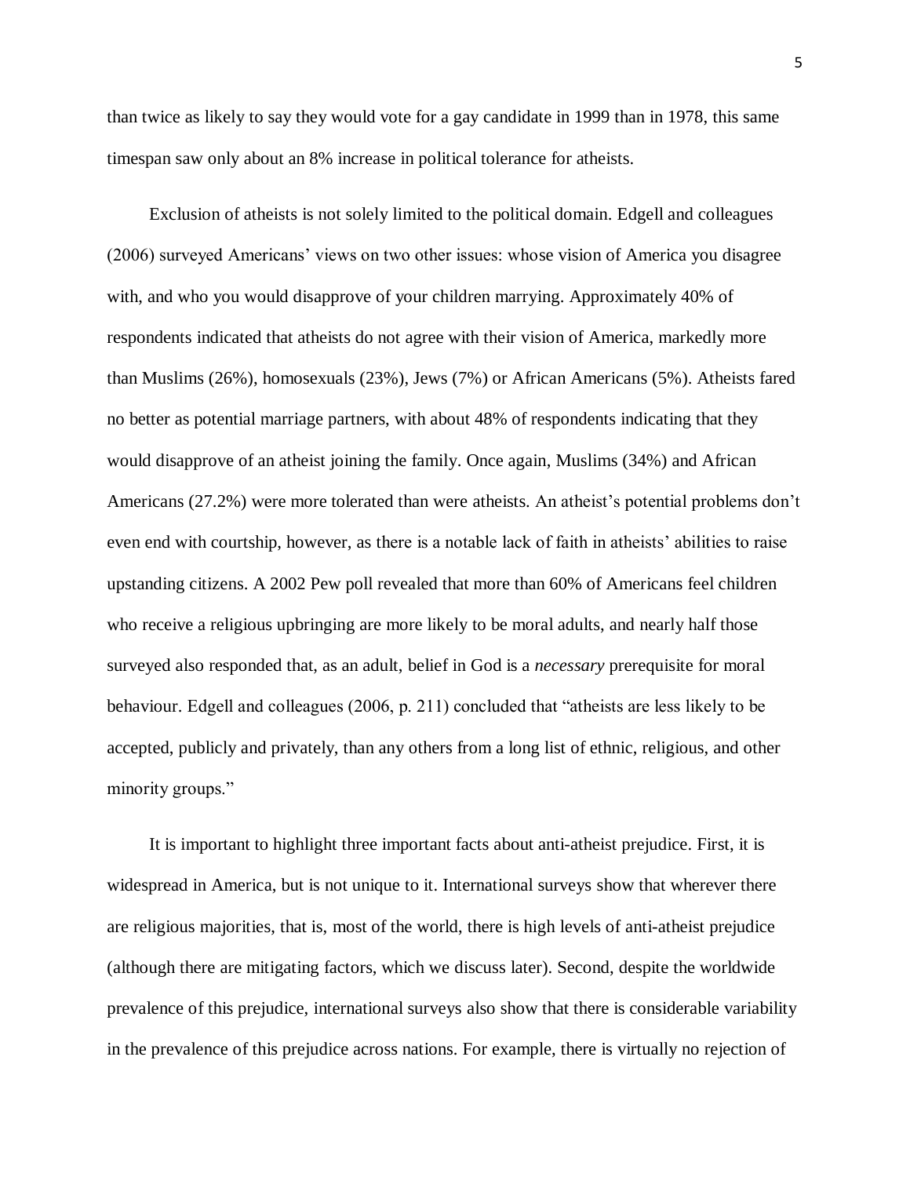than twice as likely to say they would vote for a gay candidate in 1999 than in 1978, this same timespan saw only about an 8% increase in political tolerance for atheists.

Exclusion of atheists is not solely limited to the political domain. Edgell and colleagues (2006) surveyed Americans' views on two other issues: whose vision of America you disagree with, and who you would disapprove of your children marrying. Approximately 40% of respondents indicated that atheists do not agree with their vision of America, markedly more than Muslims (26%), homosexuals (23%), Jews (7%) or African Americans (5%). Atheists fared no better as potential marriage partners, with about 48% of respondents indicating that they would disapprove of an atheist joining the family. Once again, Muslims (34%) and African Americans (27.2%) were more tolerated than were atheists. An atheist's potential problems don't even end with courtship, however, as there is a notable lack of faith in atheists' abilities to raise upstanding citizens. A 2002 Pew poll revealed that more than 60% of Americans feel children who receive a religious upbringing are more likely to be moral adults, and nearly half those surveyed also responded that, as an adult, belief in God is a *necessary* prerequisite for moral behaviour. Edgell and colleagues (2006, p. 211) concluded that "atheists are less likely to be accepted, publicly and privately, than any others from a long list of ethnic, religious, and other minority groups."

It is important to highlight three important facts about anti-atheist prejudice. First, it is widespread in America, but is not unique to it. International surveys show that wherever there are religious majorities, that is, most of the world, there is high levels of anti-atheist prejudice (although there are mitigating factors, which we discuss later). Second, despite the worldwide prevalence of this prejudice, international surveys also show that there is considerable variability in the prevalence of this prejudice across nations. For example, there is virtually no rejection of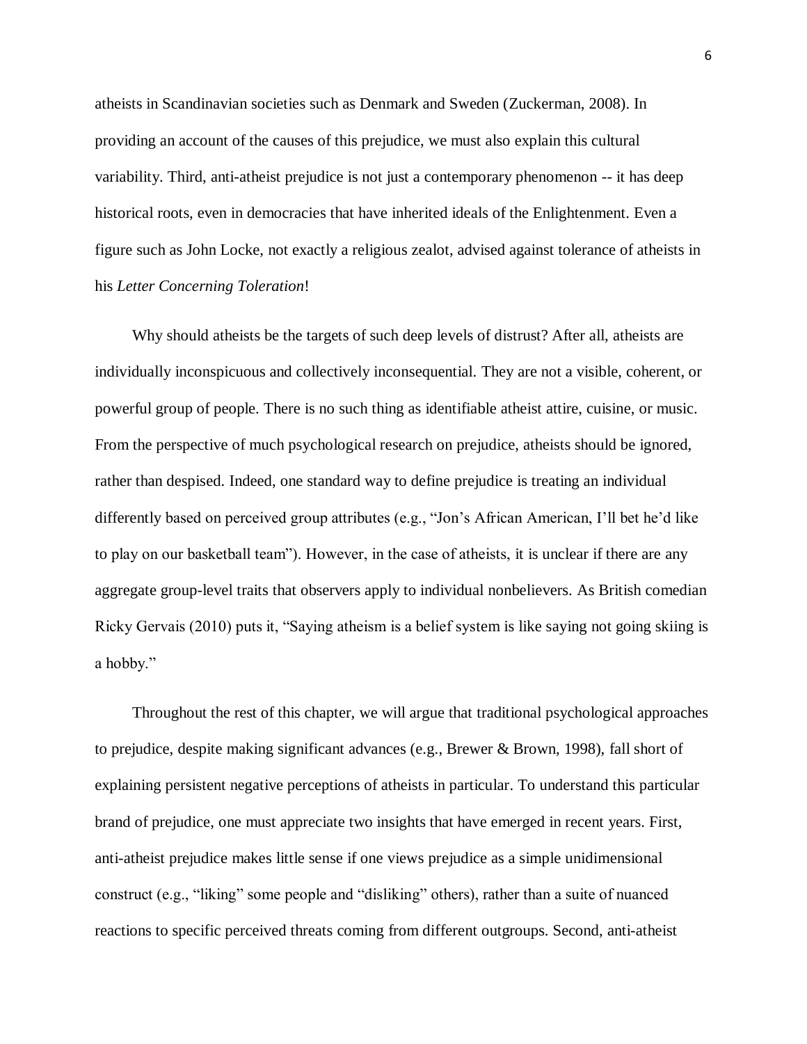atheists in Scandinavian societies such as Denmark and Sweden (Zuckerman, 2008). In providing an account of the causes of this prejudice, we must also explain this cultural variability. Third, anti-atheist prejudice is not just a contemporary phenomenon -- it has deep historical roots, even in democracies that have inherited ideals of the Enlightenment. Even a figure such as John Locke, not exactly a religious zealot, advised against tolerance of atheists in his *Letter Concerning Toleration*!

Why should atheists be the targets of such deep levels of distrust? After all, atheists are individually inconspicuous and collectively inconsequential. They are not a visible, coherent, or powerful group of people. There is no such thing as identifiable atheist attire, cuisine, or music. From the perspective of much psychological research on prejudice, atheists should be ignored, rather than despised. Indeed, one standard way to define prejudice is treating an individual differently based on perceived group attributes (e.g., "Jon's African American, I'll bet he'd like to play on our basketball team"). However, in the case of atheists, it is unclear if there are any aggregate group-level traits that observers apply to individual nonbelievers. As British comedian Ricky Gervais (2010) puts it, "Saying atheism is a belief system is like saying not going skiing is a hobby."

Throughout the rest of this chapter, we will argue that traditional psychological approaches to prejudice, despite making significant advances (e.g., Brewer & Brown, 1998), fall short of explaining persistent negative perceptions of atheists in particular. To understand this particular brand of prejudice, one must appreciate two insights that have emerged in recent years. First, anti-atheist prejudice makes little sense if one views prejudice as a simple unidimensional construct (e.g., "liking" some people and "disliking" others), rather than a suite of nuanced reactions to specific perceived threats coming from different outgroups. Second, anti-atheist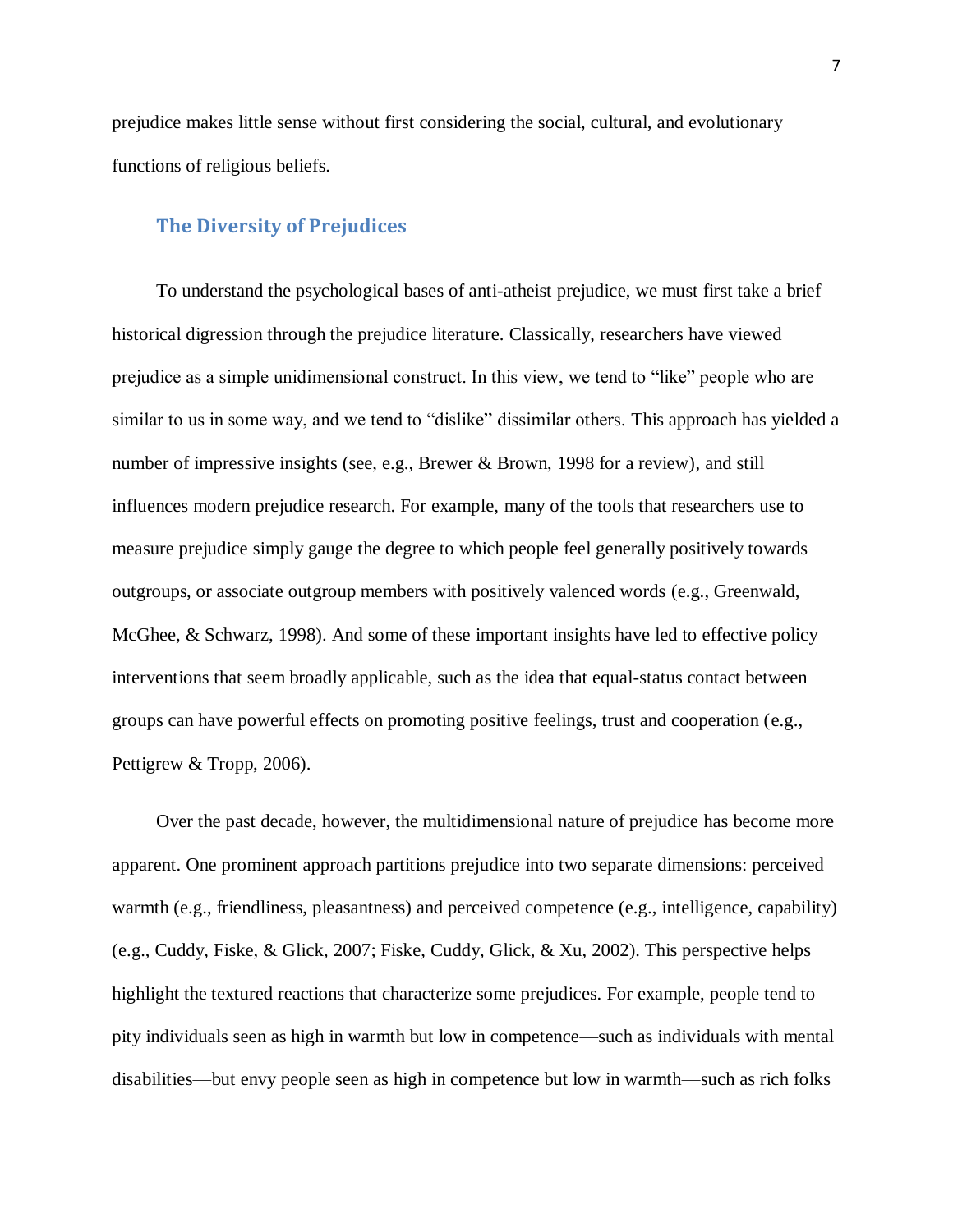prejudice makes little sense without first considering the social, cultural, and evolutionary functions of religious beliefs.

## The Diversity of Prejudices

To understand the psychological bases of anti-atheist prejudice, we must first take a brief historical digression through the prejudice literature. Classically, researchers have viewed prejudice as a simple unidimensional construct. In this view, we tend to "like" people who are similar to us in some way, and we tend to "dislike" dissimilar others. This approach has yielded a number of impressive insights (see, e.g., Brewer & Brown, 1998 for a review), and still influences modern prejudice research. For example, many of the tools that researchers use to measure prejudice simply gauge the degree to which people feel generally positively towards outgroups, or associate outgroup members with positively valenced words (e.g., Greenwald, McGhee, & Schwarz, 1998). And some of these important insights have led to effective policy interventions that seem broadly applicable, such as the idea that equal-status contact between groups can have powerful effects on promoting positive feelings, trust and cooperation (e.g., Pettigrew & Tropp, 2006).

Over the past decade, however, the multidimensional nature of prejudice has become more apparent. One prominent approach partitions prejudice into two separate dimensions: perceived warmth (e.g., friendliness, pleasantness) and perceived competence (e.g., intelligence, capability) (e.g., Cuddy, Fiske, & Glick, 2007; Fiske, Cuddy, Glick, & Xu, 2002). This perspective helps highlight the textured reactions that characterize some prejudices. For example, people tend to pity individuals seen as high in warmth but low in competence—such as individuals with mental disabilities—but envy people seen as high in competence but low in warmth—such as rich folks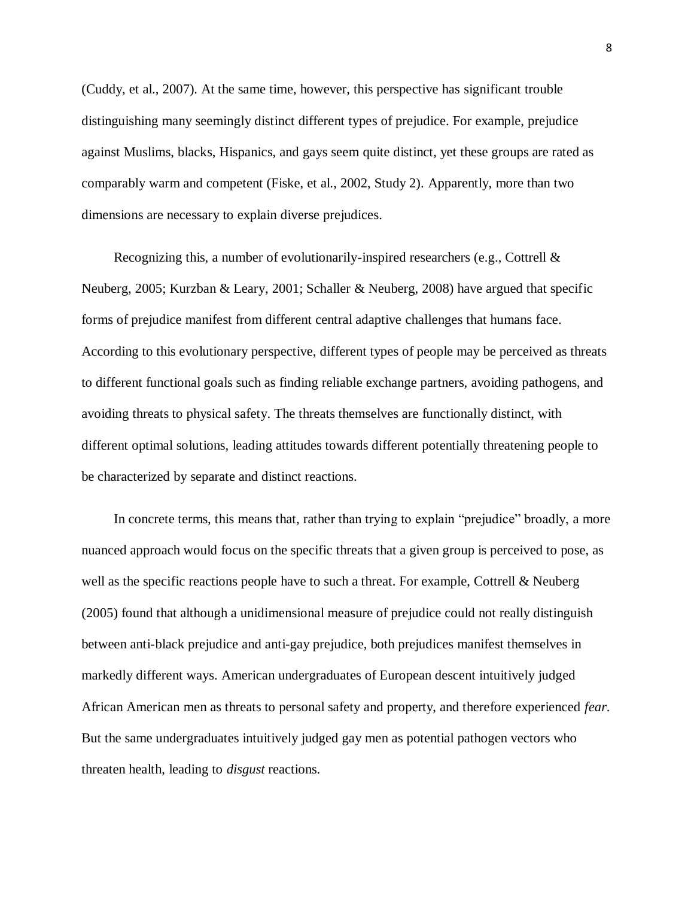(Cuddy, et al., 2007). At the same time, however, this perspective has significant trouble distinguishing many seemingly distinct different types of prejudice. For example, prejudice against Muslims, blacks, Hispanics, and gays seem quite distinct, yet these groups are rated as comparably warm and competent (Fiske, et al., 2002, Study 2). Apparently, more than two dimensions are necessary to explain diverse prejudices.

Recognizing this, a number of evolutionarily-inspired researchers (e.g., Cottrell & Neuberg, 2005; Kurzban & Leary, 2001; Schaller & Neuberg, 2008) have argued that specific forms of prejudice manifest from different central adaptive challenges that humans face. According to this evolutionary perspective, different types of people may be perceived as threats to different functional goals such as finding reliable exchange partners, avoiding pathogens, and avoiding threats to physical safety. The threats themselves are functionally distinct, with different optimal solutions, leading attitudes towards different potentially threatening people to be characterized by separate and distinct reactions.

In concrete terms, this means that, rather than trying to explain "prejudice" broadly, a more nuanced approach would focus on the specific threats that a given group is perceived to pose, as well as the specific reactions people have to such a threat. For example, Cottrell & Neuberg (2005) found that although a unidimensional measure of prejudice could not really distinguish between anti-black prejudice and anti-gay prejudice, both prejudices manifest themselves in markedly different ways. American undergraduates of European descent intuitively judged African American men as threats to personal safety and property, and therefore experienced *fear*. But the same undergraduates intuitively judged gay men as potential pathogen vectors who threaten health, leading to *disgust* reactions.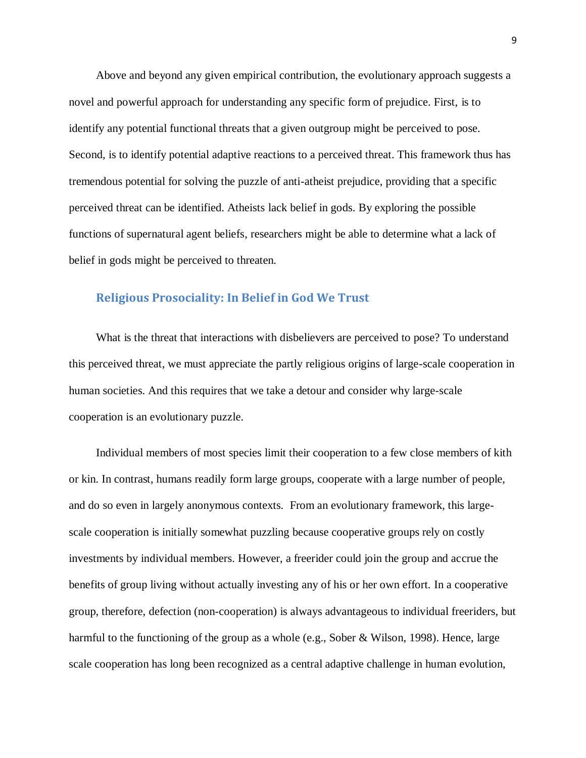Above and beyond any given empirical contribution, the evolutionary approach suggests a novel and powerful approach for understanding any specific form of prejudice. First, is to identify any potential functional threats that a given outgroup might be perceived to pose. Second, is to identify potential adaptive reactions to a perceived threat. This framework thus has tremendous potential for solving the puzzle of anti-atheist prejudice, providing that a specific perceived threat can be identified. Atheists lack belief in gods. By exploring the possible functions of supernatural agent beliefs, researchers might be able to determine what a lack of belief in gods might be perceived to threaten.

## Religious Prosociality: In Belief in God We Trust

What is the threat that interactions with disbelievers are perceived to pose? To understand this perceived threat, we must appreciate the partly religious origins of large-scale cooperation in human societies. And this requires that we take a detour and consider why large-scale cooperation is an evolutionary puzzle.

Individual members of most species limit their cooperation to a few close members of kith or kin. In contrast, humans readily form large groups, cooperate with a large number of people, and do so even in largely anonymous contexts. From an evolutionary framework, this large-scale cooperation is initially somewhat puzzling because cooperative groups rely on costly investments by individual members. However, a freerider could join the group and accrue the benefits of group living without actually investing any of his or her own effort. In a cooperative group, therefore, defection (non-cooperation) is always advantageous to individual freeriders, but harmful to the functioning of the group as a whole (e.g., Sober & Wilson, 1998). Hence, large scale cooperation has long been recognized as a central adaptive challenge in human evolution,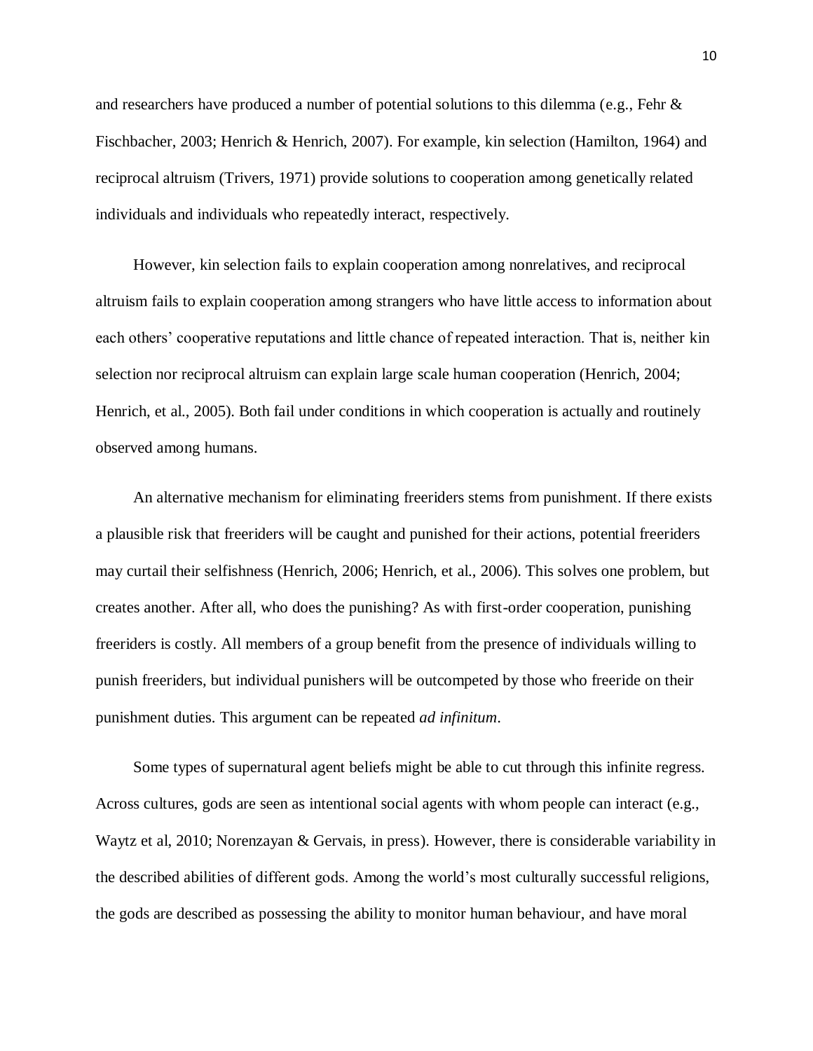and researchers have produced a number of potential solutions to this dilemma (e.g., Fehr & Fischbacher, 2003; Henrich & Henrich, 2007). For example, kin selection (Hamilton, 1964) and reciprocal altruism (Trivers, 1971) provide solutions to cooperation among genetically related individuals and individuals who repeatedly interact, respectively.

However, kin selection fails to explain cooperation among nonrelatives, and reciprocal altruism fails to explain cooperation among strangers who have little access to information about each others' cooperative reputations and little chance of repeated interaction. That is, neither kin selection nor reciprocal altruism can explain large scale human cooperation (Henrich, 2004; Henrich, et al., 2005). Both fail under conditions in which cooperation is actually and routinely observed among humans.

An alternative mechanism for eliminating freeriders stems from punishment. If there exists a plausible risk that freeriders will be caught and punished for their actions, potential freeriders may curtail their selfishness (Henrich, 2006; Henrich, et al., 2006). This solves one problem, but creates another. After all, who does the punishing? As with first-order cooperation, punishing freeriders is costly. All members of a group benefit from the presence of individuals willing to punish freeriders, but individual punishers will be outcompeted by those who freeride on their punishment duties. This argument can be repeated *ad infinitum*.

Some types of supernatural agent beliefs might be able to cut through this infinite regress. Across cultures, gods are seen as intentional social agents with whom people can interact (e.g., Waytz et al, 2010; Norenzayan & Gervais, in press). However, there is considerable variability in the described abilities of different gods. Among the world's most culturally successful religions, the gods are described as possessing the ability to monitor human behaviour, and have moral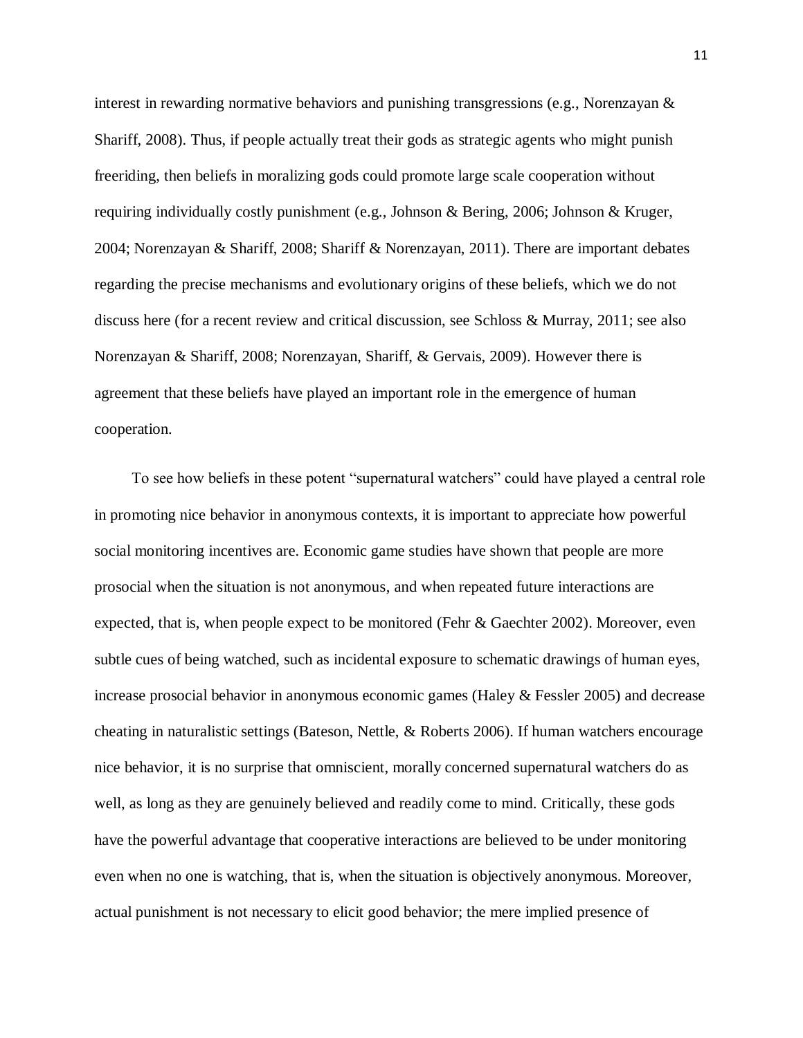interest in rewarding normative behaviors and punishing transgressions (e.g., Norenzayan & Shariff, 2008). Thus, if people actually treat their gods as strategic agents who might punish freeriding, then beliefs in moralizing gods could promote large scale cooperation without requiring individually costly punishment (e.g., Johnson & Bering, 2006; Johnson & Kruger, 2004; Norenzayan & Shariff, 2008; Shariff & Norenzayan, 2011). There are important debates regarding the precise mechanisms and evolutionary origins of these beliefs, which we do not discuss here (for a recent review and critical discussion, see Schloss & Murray, 2011; see also Norenzayan & Shariff, 2008; Norenzayan, Shariff, & Gervais, 2009). However there is agreement that these beliefs have played an important role in the emergence of human cooperation.

To see how beliefs in these potent "supernatural watchers" could have played a central role in promoting nice behavior in anonymous contexts, it is important to appreciate how powerful social monitoring incentives are. Economic game studies have shown that people are more prosocial when the situation is not anonymous, and when repeated future interactions are expected, that is, when people expect to be monitored (Fehr & Gaechter 2002). Moreover, even subtle cues of being watched, such as incidental exposure to schematic drawings of human eyes, increase prosocial behavior in anonymous economic games (Haley & Fessler 2005) and decrease cheating in naturalistic settings (Bateson, Nettle, & Roberts 2006). If human watchers encourage nice behavior, it is no surprise that omniscient, morally concerned supernatural watchers do as well, as long as they are genuinely believed and readily come to mind. Critically, these gods have the powerful advantage that cooperative interactions are believed to be under monitoring even when no one is watching, that is, when the situation is objectively anonymous. Moreover, actual punishment is not necessary to elicit good behavior; the mere implied presence of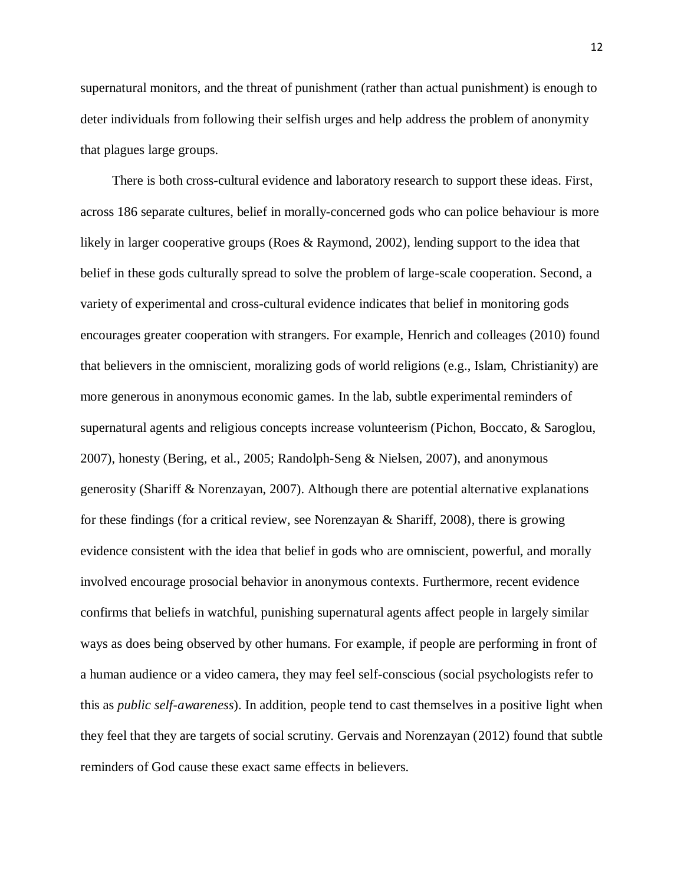supernatural monitors, and the threat of punishment (rather than actual punishment) is enough to deter individuals from following their selfish urges and help address the problem of anonymity that plagues large groups.

There is both cross-cultural evidence and laboratory research to support these ideas. First, across 186 separate cultures, belief in morally-concerned gods who can police behaviour is more likely in larger cooperative groups (Roes & Raymond, 2002), lending support to the idea that belief in these gods culturally spread to solve the problem of large-scale cooperation. Second, a variety of experimental and cross-cultural evidence indicates that belief in monitoring gods encourages greater cooperation with strangers. For example, Henrich and colleagues (2010) found that believers in the omniscient, moralizing gods of world religions (e.g., Islam, Christianity) are more generous in anonymous economic games. In the lab, subtle experimental reminders of supernatural agents and religious concepts increase volunteerism (Pichon, Boccato, & Saroglou, 2007), honesty (Bering, et al., 2005; Randolph-Seng & Nielsen, 2007), and anonymous generosity (Shariff & Norenzayan, 2007). Although there are potential alternative explanations for these findings (for a critical review, see Norenzayan & Shariff, 2008), there is growing evidence consistent with the idea that belief in gods who are omniscient, powerful, and morally involved encourage prosocial behavior in anonymous contexts. Furthermore, recent evidence confirms that beliefs in watchful, punishing supernatural agents affect people in largely similar ways as does being observed by other humans. For example, if people are performing in front of a human audience or a video camera, they may feel self-conscious (social psychologists refer to this as *public self-awareness*). In addition, people tend to cast themselves in a positive light when they feel that they are targets of social scrutiny. Gervais and Norenzayan (2012) found that subtle reminders of God cause these exact same effects in believers.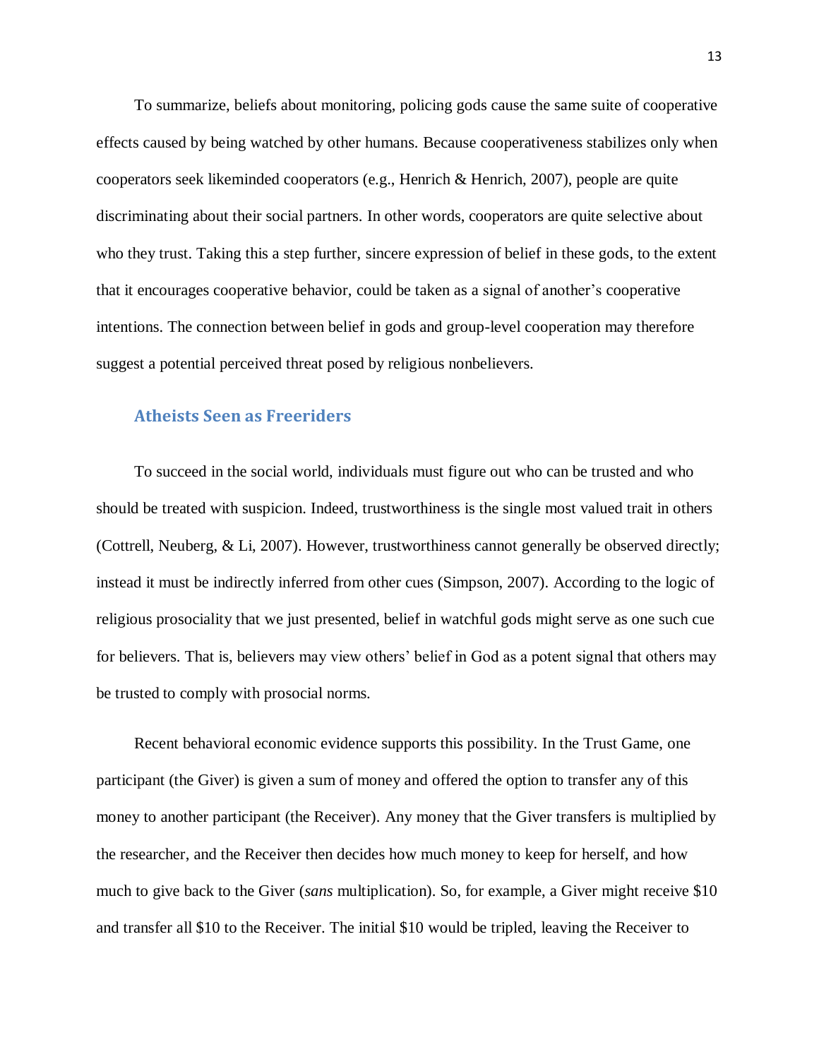To summarize, beliefs about monitoring, policing gods cause the same suite of cooperative effects caused by being watched by other humans. Because cooperativeness stabilizes only when cooperators seek likeminded cooperators (e.g., Henrich & Henrich, 2007), people are quite discriminating about their social partners. In other words, cooperators are quite selective about who they trust. Taking this a step further, sincere expression of belief in these gods, to the extent that it encourages cooperative behavior, could be taken as a signal of another's cooperative intentions. The connection between belief in gods and group-level cooperation may therefore suggest a potential perceived threat posed by religious nonbelievers.

## Atheists Seen as Freeriders

To succeed in the social world, individuals must figure out who can be trusted and who should be treated with suspicion. Indeed, trustworthiness is the single most valued trait in others (Cottrell, Neuberg, & Li, 2007). However, trustworthiness cannot generally be observed directly; instead it must be indirectly inferred from other cues (Simpson, 2007). According to the logic of religious prosociality that we just presented, belief in watchful gods might serve as one such cue for believers. That is, believers may view others' belief in God as a potent signal that others may be trusted to comply with prosocial norms.

Recent behavioral economic evidence supports this possibility. In the Trust Game, one participant (the Giver) is given a sum of money and offered the option to transfer any of this money to another participant (the Receiver). Any money that the Giver transfers is multiplied by the researcher, and the Receiver then decides how much money to keep for herself, and how much to give back to the Giver (*sans* multiplication). So, for example, a Giver might receive $10 and transfer all $10 to the Receiver. The initial $10 would be tripled, leaving the Receiver to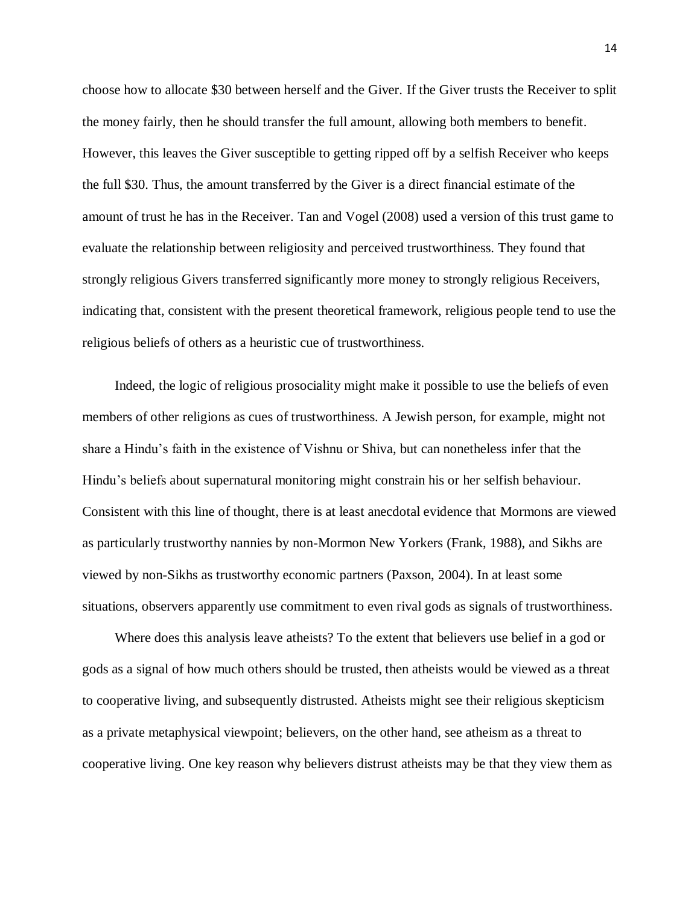choose how to allocate $30 between herself and the Giver. If the Giver trusts the Receiver to split the money fairly, then he should transfer the full amount, allowing both members to benefit. However, this leaves the Giver susceptible to getting ripped off by a selfish Receiver who keeps the full $30. Thus, the amount transferred by the Giver is a direct financial estimate of the amount of trust he has in the Receiver. Tan and Vogel (2008) used a version of this trust game to evaluate the relationship between religiosity and perceived trustworthiness. They found that strongly religious Givers transferred significantly more money to strongly religious Receivers, indicating that, consistent with the present theoretical framework, religious people tend to use the religious beliefs of others as a heuristic cue of trustworthiness.

Indeed, the logic of religious prosociality might make it possible to use the beliefs of even members of other religions as cues of trustworthiness. A Jewish person, for example, might not share a Hindu's faith in the existence of Vishnu or Shiva, but can nonetheless infer that the Hindu's beliefs about supernatural monitoring might constrain his or her selfish behaviour. Consistent with this line of thought, there is at least anecdotal evidence that Mormons are viewed as particularly trustworthy nannies by non-Mormon New Yorkers (Frank, 1988), and Sikhs are viewed by non-Sikhs as trustworthy economic partners (Paxson, 2004). In at least some situations, observers apparently use commitment to even rival gods as signals of trustworthiness.

Where does this analysis leave atheists? To the extent that believers use belief in a god or gods as a signal of how much others should be trusted, then atheists would be viewed as a threat to cooperative living, and subsequently distrusted. Atheists might see their religious skepticism as a private metaphysical viewpoint; believers, on the other hand, see atheism as a threat to cooperative living. One key reason why believers distrust atheists may be that they view them as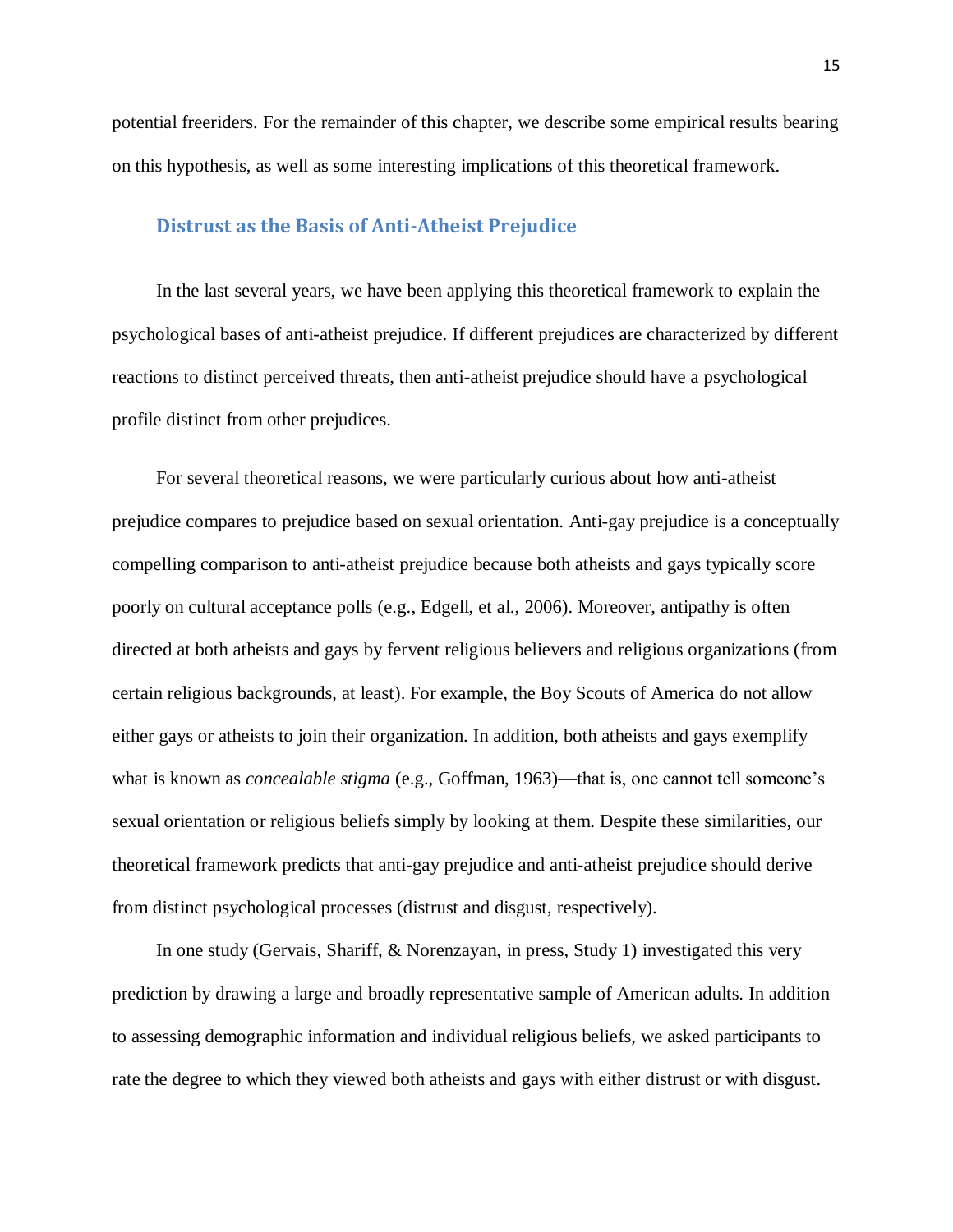potential freeriders. For the remainder of this chapter, we describe some empirical results bearing on this hypothesis, as well as some interesting implications of this theoretical framework.

## Distrust as the Basis of Anti-Atheist Prejudice

In the last several years, we have been applying this theoretical framework to explain the psychological bases of anti-atheist prejudice. If different prejudices are characterized by different reactions to distinct perceived threats, then anti-atheist prejudice should have a psychological profile distinct from other prejudices.

For several theoretical reasons, we were particularly curious about how anti-atheist prejudice compares to prejudice based on sexual orientation. Anti-gay prejudice is a conceptually compelling comparison to anti-atheist prejudice because both atheists and gays typically score poorly on cultural acceptance polls (e.g., Edgell, et al., 2006). Moreover, antipathy is often directed at both atheists and gays by fervent religious believers and religious organizations (from certain religious backgrounds, at least). For example, the Boy Scouts of America do not allow either gays or atheists to join their organization. In addition, both atheists and gays exemplify what is known as *concealable stigma* (e.g., Goffman, 1963)—that is, one cannot tell someone's sexual orientation or religious beliefs simply by looking at them. Despite these similarities, our theoretical framework predicts that anti-gay prejudice and anti-atheist prejudice should derive from distinct psychological processes (distrust and disgust, respectively).

In one study (Gervais, Shariff, & Norenzayan, in press, Study 1) investigated this very prediction by drawing a large and broadly representative sample of American adults. In addition to assessing demographic information and individual religious beliefs, we asked participants to rate the degree to which they viewed both atheists and gays with either distrust or with disgust.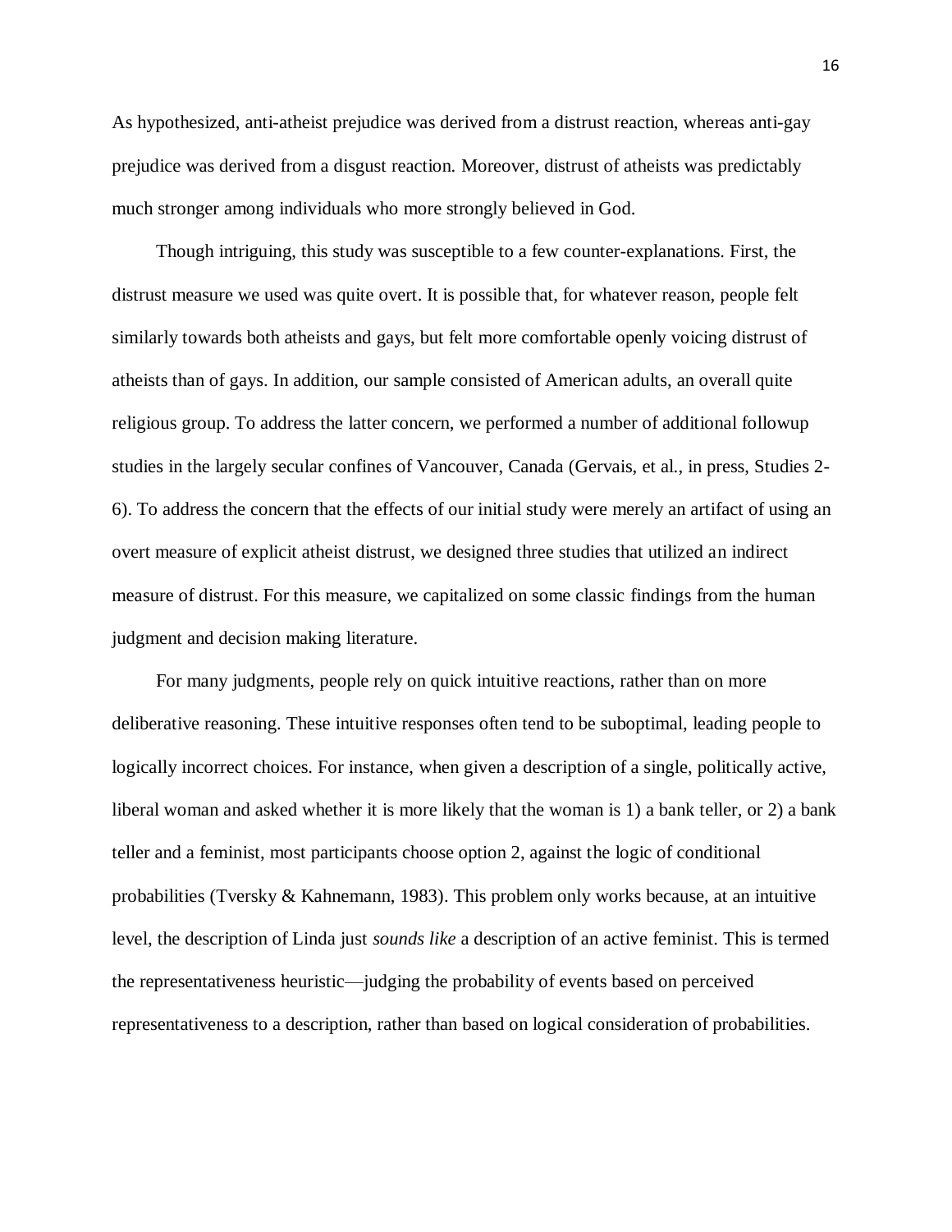As hypothesized, anti-atheist prejudice was derived from a distrust reaction, whereas anti-gay prejudice was derived from a disgust reaction. Moreover, distrust of atheists was predictably much stronger among individuals who more strongly believed in God.

Though intriguing, this study was susceptible to a few counter-explanations. First, the distrust measure we used was quite overt. It is possible that, for whatever reason, people felt similarly towards both atheists and gays, but felt more comfortable openly voicing distrust of atheists than of gays. In addition, our sample consisted of American adults, an overall quite religious group. To address the latter concern, we performed a number of additional followup studies in the largely secular confines of Vancouver, Canada (Gervais, et al., in press, Studies 2-6). To address the concern that the effects of our initial study were merely an artifact of using an overt measure of explicit atheist distrust, we designed three studies that utilized an indirect measure of distrust. For this measure, we capitalized on some classic findings from the human judgment and decision making literature.

For many judgments, people rely on quick intuitive reactions, rather than on more deliberative reasoning. These intuitive responses often tend to be suboptimal, leading people to logically incorrect choices. For instance, when given a description of a single, politically active, liberal woman and asked whether it is more likely that the woman is 1) a bank teller, or 2) a bank teller and a feminist, most participants choose option 2, against the logic of conditional probabilities (Tversky & Kahnemann, 1983). This problem only works because, at an intuitive level, the description of Linda just *sounds like* a description of an active feminist. This is termed the representativeness heuristic—judging the probability of events based on perceived representativeness to a description, rather than based on logical consideration of probabilities.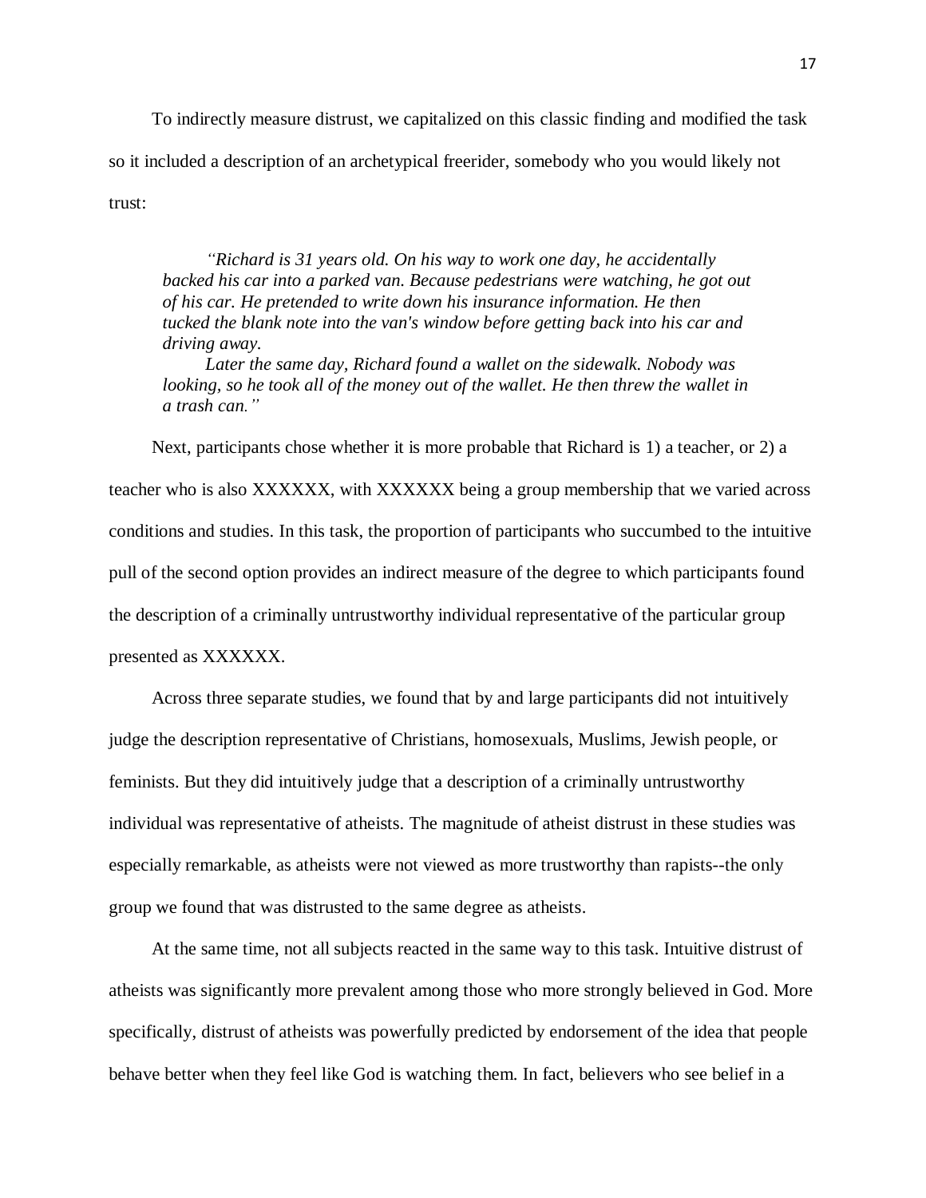To indirectly measure distrust, we capitalized on this classic finding and modified the task so it included a description of an archetypical freerider, somebody who you would likely not trust:

> *"Richard is 31 years old. On his way to work one day, he accidentally backed his car into a parked van. Because pedestrians were watching, he got out of his car. He pretended to write down his insurance information. He then tucked the blank note into the van's window before getting back into his car and driving away.*
>
> *Later the same day, Richard found a wallet on the sidewalk. Nobody was looking, so he took all of the money out of the wallet. He then threw the wallet in a trash can."*

Next, participants chose whether it is more probable that Richard is 1) a teacher, or 2) a teacher who is also XXXXXX, with XXXXXX being a group membership that we varied across conditions and studies. In this task, the proportion of participants who succumbed to the intuitive pull of the second option provides an indirect measure of the degree to which participants found the description of a criminally untrustworthy individual representative of the particular group presented as XXXXXX.

Across three separate studies, we found that by and large participants did not intuitively judge the description representative of Christians, homosexuals, Muslims, Jewish people, or feminists. But they did intuitively judge that a description of a criminally untrustworthy individual was representative of atheists. The magnitude of atheist distrust in these studies was especially remarkable, as atheists were not viewed as more trustworthy than rapists--the only group we found that was distrusted to the same degree as atheists.

At the same time, not all subjects reacted in the same way to this task. Intuitive distrust of atheists was significantly more prevalent among those who more strongly believed in God. More specifically, distrust of atheists was powerfully predicted by endorsement of the idea that people behave better when they feel like God is watching them. In fact, believers who see belief in a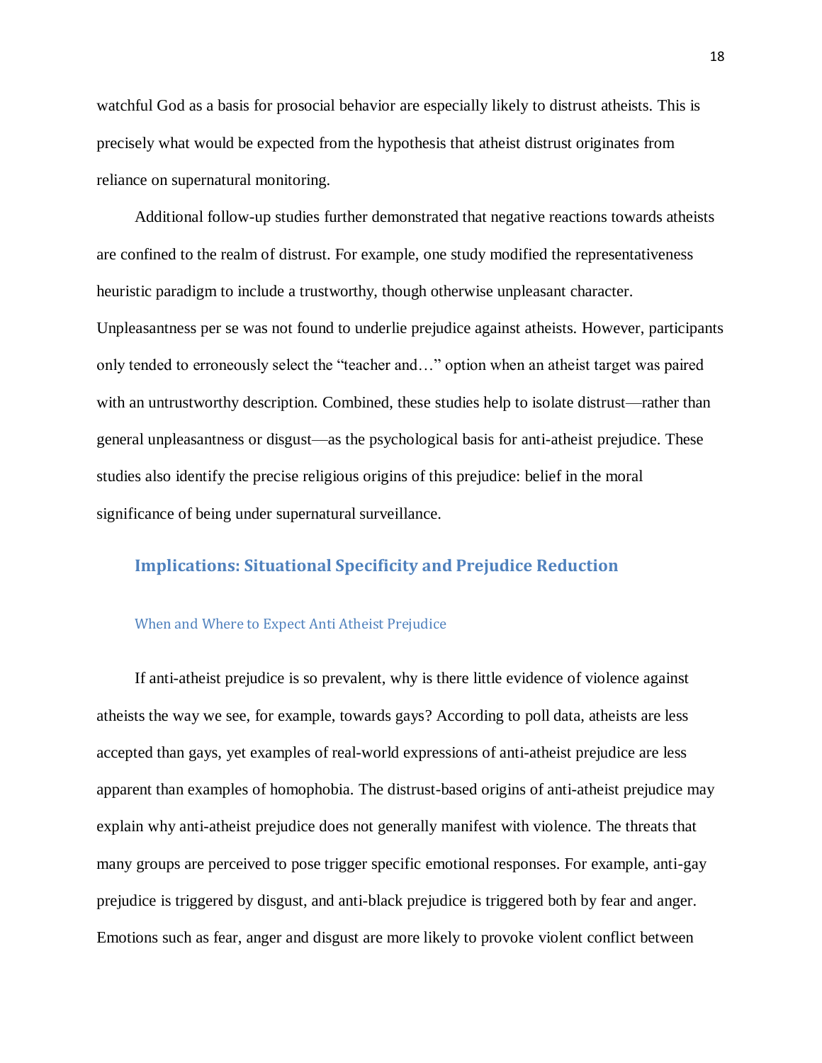watchful God as a basis for prosocial behavior are especially likely to distrust atheists. This is precisely what would be expected from the hypothesis that atheist distrust originates from reliance on supernatural monitoring.

Additional follow-up studies further demonstrated that negative reactions towards atheists are confined to the realm of distrust. For example, one study modified the representativeness heuristic paradigm to include a trustworthy, though otherwise unpleasant character. Unpleasantness per se was not found to underlie prejudice against atheists. However, participants only tended to erroneously select the "teacher and…" option when an atheist target was paired with an untrustworthy description. Combined, these studies help to isolate distrust—rather than general unpleasantness or disgust—as the psychological basis for anti-atheist prejudice. These studies also identify the precise religious origins of this prejudice: belief in the moral significance of being under supernatural surveillance.

## Implications: Situational Specificity and Prejudice Reduction

### When and Where to Expect Anti Atheist Prejudice

If anti-atheist prejudice is so prevalent, why is there little evidence of violence against atheists the way we see, for example, towards gays? According to poll data, atheists are less accepted than gays, yet examples of real-world expressions of anti-atheist prejudice are less apparent than examples of homophobia. The distrust-based origins of anti-atheist prejudice may explain why anti-atheist prejudice does not generally manifest with violence. The threats that many groups are perceived to pose trigger specific emotional responses. For example, anti-gay prejudice is triggered by disgust, and anti-black prejudice is triggered both by fear and anger. Emotions such as fear, anger and disgust are more likely to provoke violent conflict between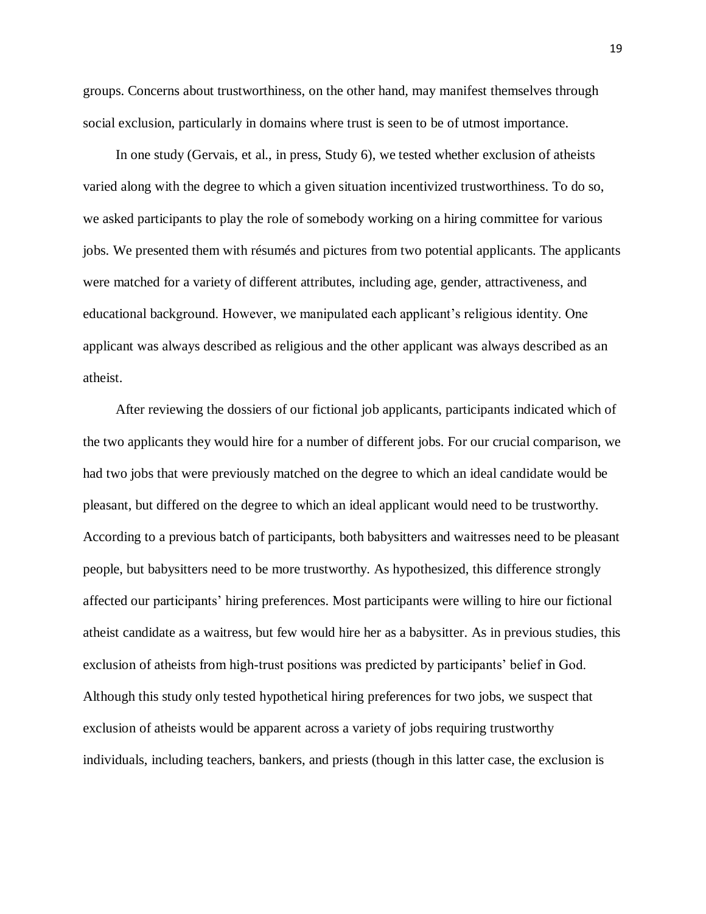groups. Concerns about trustworthiness, on the other hand, may manifest themselves through social exclusion, particularly in domains where trust is seen to be of utmost importance.

In one study (Gervais, et al., in press, Study 6), we tested whether exclusion of atheists varied along with the degree to which a given situation incentivized trustworthiness. To do so, we asked participants to play the role of somebody working on a hiring committee for various jobs. We presented them with résumés and pictures from two potential applicants. The applicants were matched for a variety of different attributes, including age, gender, attractiveness, and educational background. However, we manipulated each applicant's religious identity. One applicant was always described as religious and the other applicant was always described as an atheist.

After reviewing the dossiers of our fictional job applicants, participants indicated which of the two applicants they would hire for a number of different jobs. For our crucial comparison, we had two jobs that were previously matched on the degree to which an ideal candidate would be pleasant, but differed on the degree to which an ideal applicant would need to be trustworthy. According to a previous batch of participants, both babysitters and waitresses need to be pleasant people, but babysitters need to be more trustworthy. As hypothesized, this difference strongly affected our participants' hiring preferences. Most participants were willing to hire our fictional atheist candidate as a waitress, but few would hire her as a babysitter. As in previous studies, this exclusion of atheists from high-trust positions was predicted by participants' belief in God. Although this study only tested hypothetical hiring preferences for two jobs, we suspect that exclusion of atheists would be apparent across a variety of jobs requiring trustworthy individuals, including teachers, bankers, and priests (though in this latter case, the exclusion is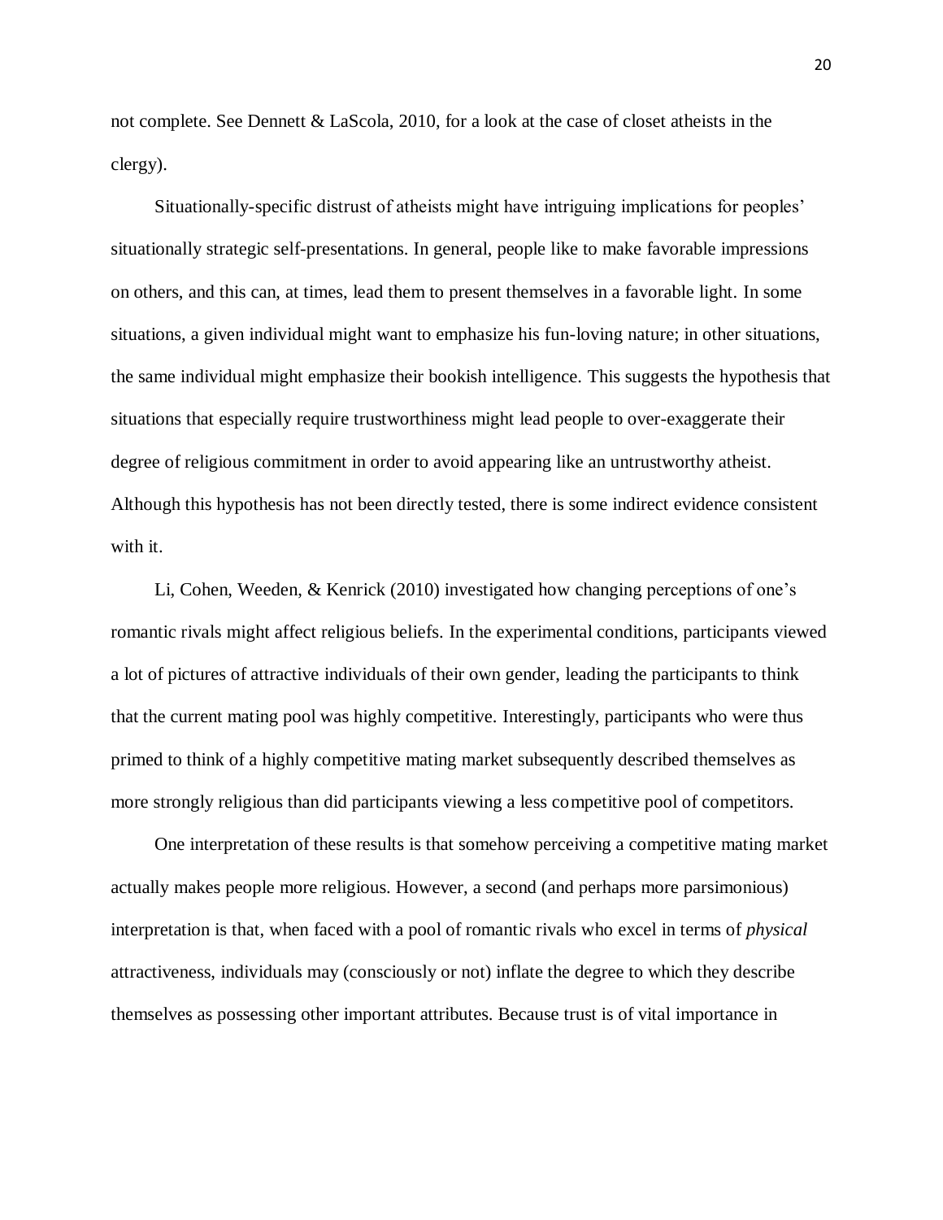not complete. See Dennett & LaScola, 2010, for a look at the case of closet atheists in the clergy).

Situationally-specific distrust of atheists might have intriguing implications for peoples' situationally strategic self-presentations. In general, people like to make favorable impressions on others, and this can, at times, lead them to present themselves in a favorable light. In some situations, a given individual might want to emphasize his fun-loving nature; in other situations, the same individual might emphasize their bookish intelligence. This suggests the hypothesis that situations that especially require trustworthiness might lead people to over-exaggerate their degree of religious commitment in order to avoid appearing like an untrustworthy atheist. Although this hypothesis has not been directly tested, there is some indirect evidence consistent with it.

Li, Cohen, Weeden, & Kenrick (2010) investigated how changing perceptions of one's romantic rivals might affect religious beliefs. In the experimental conditions, participants viewed a lot of pictures of attractive individuals of their own gender, leading the participants to think that the current mating pool was highly competitive. Interestingly, participants who were thus primed to think of a highly competitive mating market subsequently described themselves as more strongly religious than did participants viewing a less competitive pool of competitors.

One interpretation of these results is that somehow perceiving a competitive mating market actually makes people more religious. However, a second (and perhaps more parsimonious) interpretation is that, when faced with a pool of romantic rivals who excel in terms of *physical* attractiveness, individuals may (consciously or not) inflate the degree to which they describe themselves as possessing other important attributes. Because trust is of vital importance in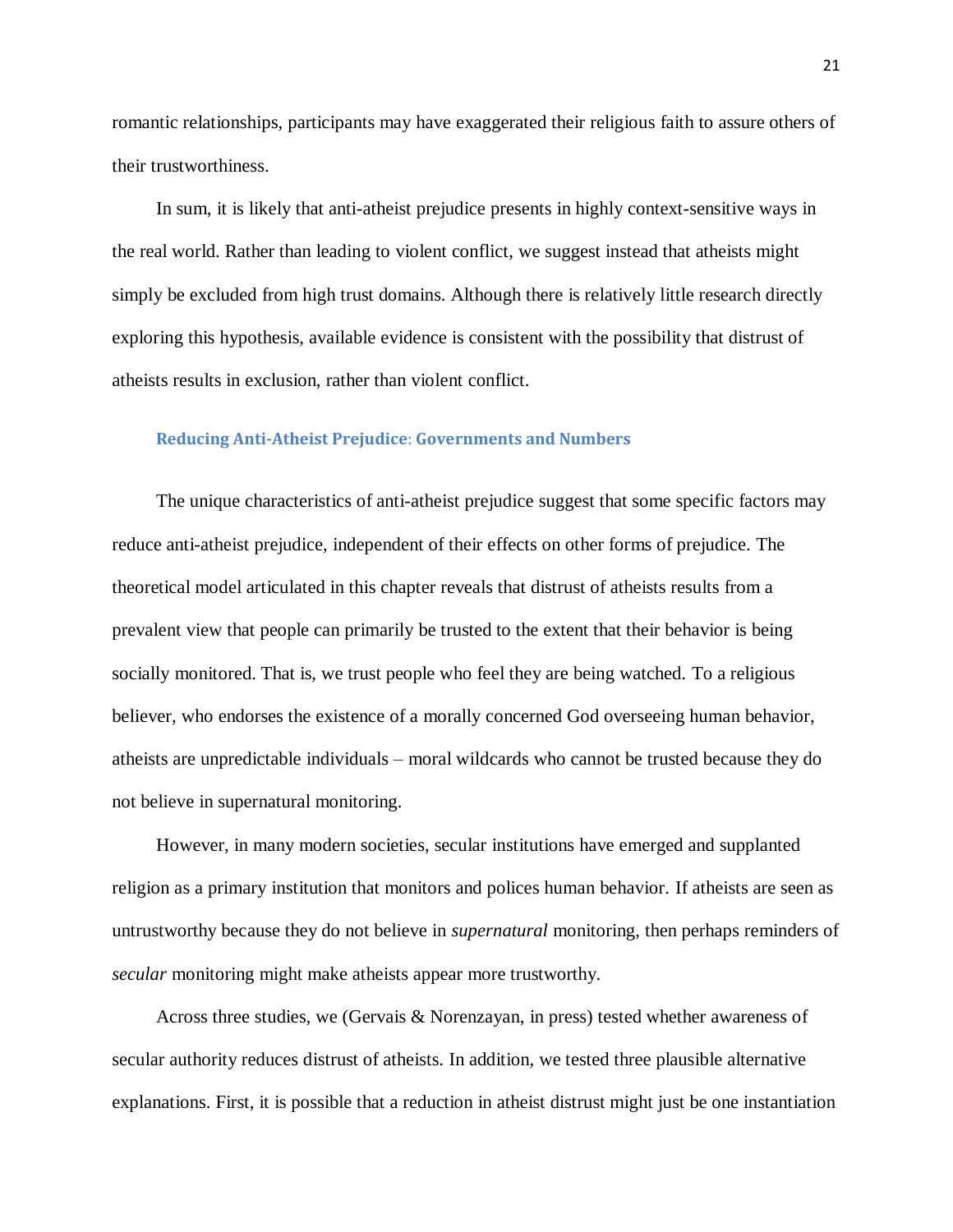romantic relationships, participants may have exaggerated their religious faith to assure others of their trustworthiness.

In sum, it is likely that anti-atheist prejudice presents in highly context-sensitive ways in the real world. Rather than leading to violent conflict, we suggest instead that atheists might simply be excluded from high trust domains. Although there is relatively little research directly exploring this hypothesis, available evidence is consistent with the possibility that distrust of atheists results in exclusion, rather than violent conflict.

### Reducing Anti-Atheist Prejudice: Governments and Numbers

The unique characteristics of anti-atheist prejudice suggest that some specific factors may reduce anti-atheist prejudice, independent of their effects on other forms of prejudice. The theoretical model articulated in this chapter reveals that distrust of atheists results from a prevalent view that people can primarily be trusted to the extent that their behavior is being socially monitored. That is, we trust people who feel they are being watched. To a religious believer, who endorses the existence of a morally concerned God overseeing human behavior, atheists are unpredictable individuals – moral wildcards who cannot be trusted because they do not believe in supernatural monitoring.

However, in many modern societies, secular institutions have emerged and supplanted religion as a primary institution that monitors and polices human behavior. If atheists are seen as untrustworthy because they do not believe in *supernatural* monitoring, then perhaps reminders of *secular* monitoring might make atheists appear more trustworthy.

Across three studies, we (Gervais & Norenzayan, in press) tested whether awareness of secular authority reduces distrust of atheists. In addition, we tested three plausible alternative explanations. First, it is possible that a reduction in atheist distrust might just be one instantiation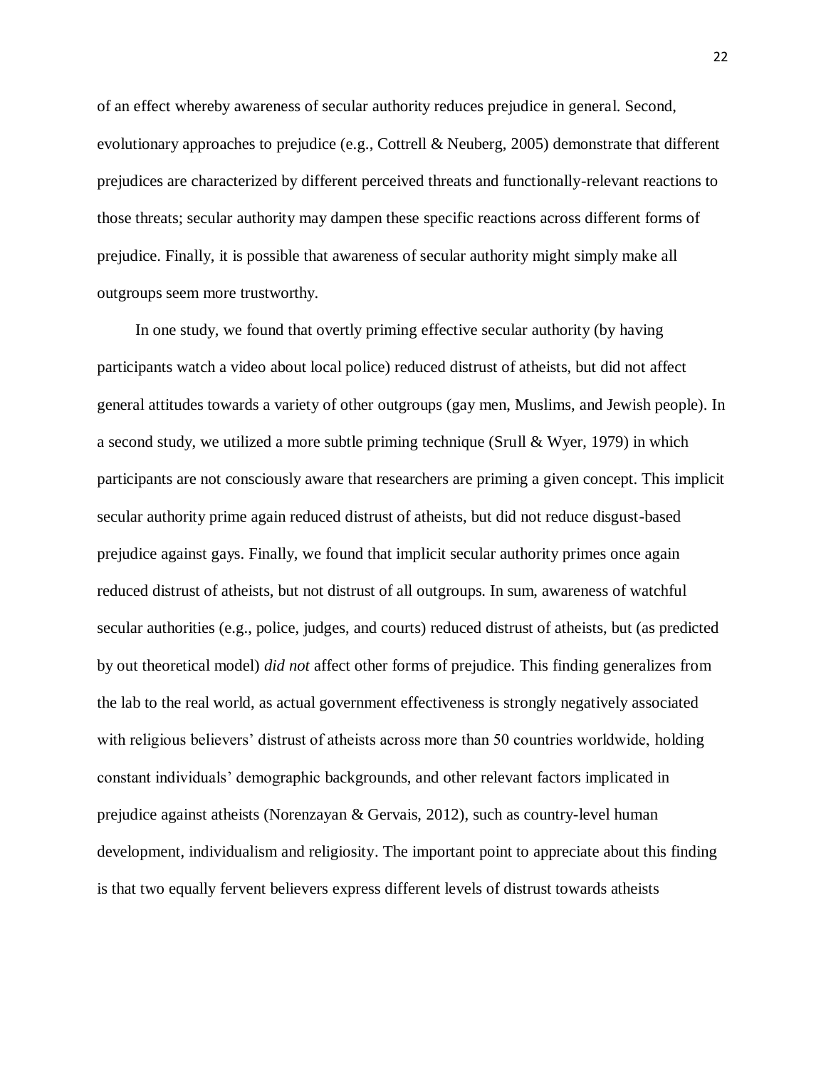of an effect whereby awareness of secular authority reduces prejudice in general. Second, evolutionary approaches to prejudice (e.g., Cottrell & Neuberg, 2005) demonstrate that different prejudices are characterized by different perceived threats and functionally-relevant reactions to those threats; secular authority may dampen these specific reactions across different forms of prejudice. Finally, it is possible that awareness of secular authority might simply make all outgroups seem more trustworthy.

In one study, we found that overtly priming effective secular authority (by having participants watch a video about local police) reduced distrust of atheists, but did not affect general attitudes towards a variety of other outgroups (gay men, Muslims, and Jewish people). In a second study, we utilized a more subtle priming technique (Srull & Wyer, 1979) in which participants are not consciously aware that researchers are priming a given concept. This implicit secular authority prime again reduced distrust of atheists, but did not reduce disgust-based prejudice against gays. Finally, we found that implicit secular authority primes once again reduced distrust of atheists, but not distrust of all outgroups. In sum, awareness of watchful secular authorities (e.g., police, judges, and courts) reduced distrust of atheists, but (as predicted by out theoretical model) *did not* affect other forms of prejudice. This finding generalizes from the lab to the real world, as actual government effectiveness is strongly negatively associated with religious believers' distrust of atheists across more than 50 countries worldwide, holding constant individuals' demographic backgrounds, and other relevant factors implicated in prejudice against atheists (Norenzayan & Gervais, 2012), such as country-level human development, individualism and religiosity. The important point to appreciate about this finding is that two equally fervent believers express different levels of distrust towards atheists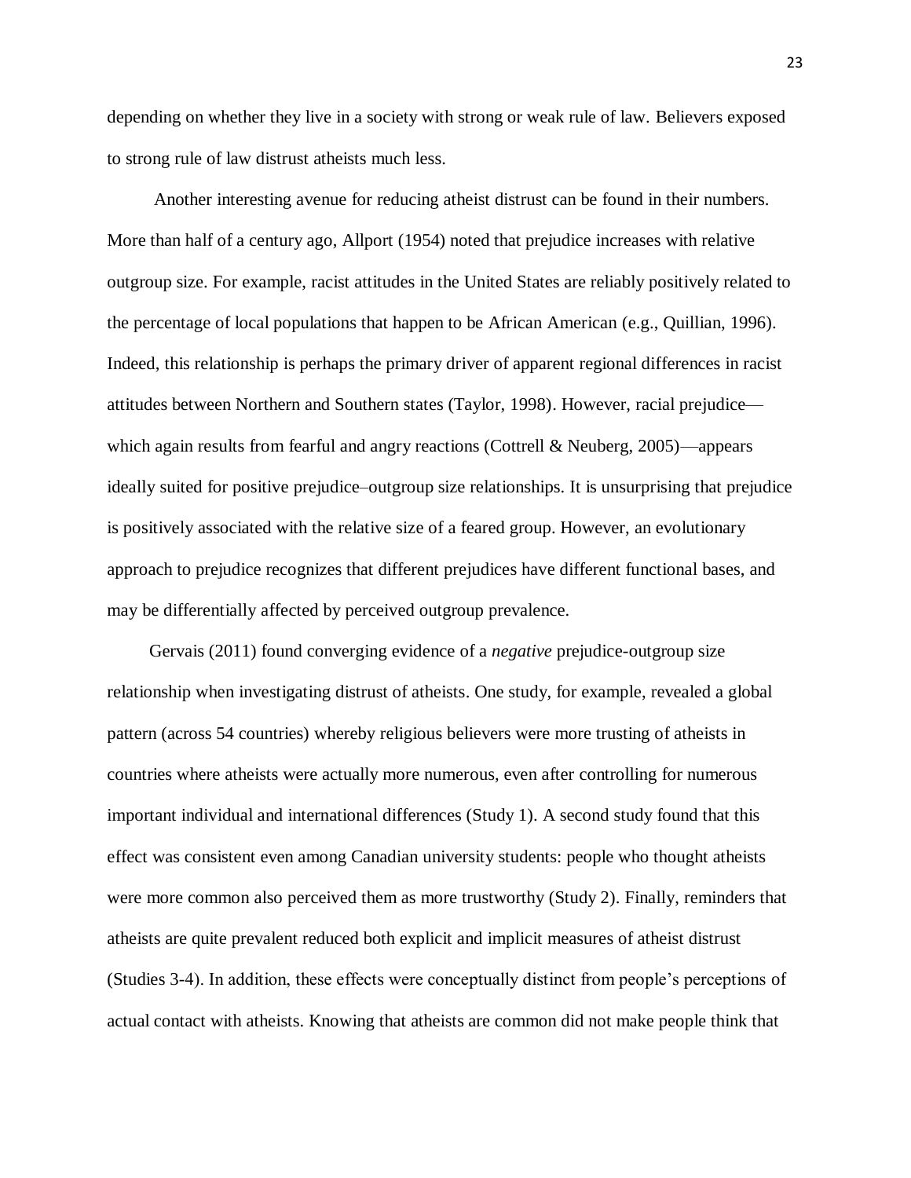depending on whether they live in a society with strong or weak rule of law. Believers exposed to strong rule of law distrust atheists much less.

Another interesting avenue for reducing atheist distrust can be found in their numbers. More than half of a century ago, Allport (1954) noted that prejudice increases with relative outgroup size. For example, racist attitudes in the United States are reliably positively related to the percentage of local populations that happen to be African American (e.g., Quillian, 1996). Indeed, this relationship is perhaps the primary driver of apparent regional differences in racist attitudes between Northern and Southern states (Taylor, 1998). However, racial prejudice—which again results from fearful and angry reactions (Cottrell & Neuberg, 2005)—appears ideally suited for positive prejudice–outgroup size relationships. It is unsurprising that prejudice is positively associated with the relative size of a feared group. However, an evolutionary approach to prejudice recognizes that different prejudices have different functional bases, and may be differentially affected by perceived outgroup prevalence.

Gervais (2011) found converging evidence of a *negative* prejudice-outgroup size relationship when investigating distrust of atheists. One study, for example, revealed a global pattern (across 54 countries) whereby religious believers were more trusting of atheists in countries where atheists were actually more numerous, even after controlling for numerous important individual and international differences (Study 1). A second study found that this effect was consistent even among Canadian university students: people who thought atheists were more common also perceived them as more trustworthy (Study 2). Finally, reminders that atheists are quite prevalent reduced both explicit and implicit measures of atheist distrust (Studies 3-4). In addition, these effects were conceptually distinct from people's perceptions of actual contact with atheists. Knowing that atheists are common did not make people think that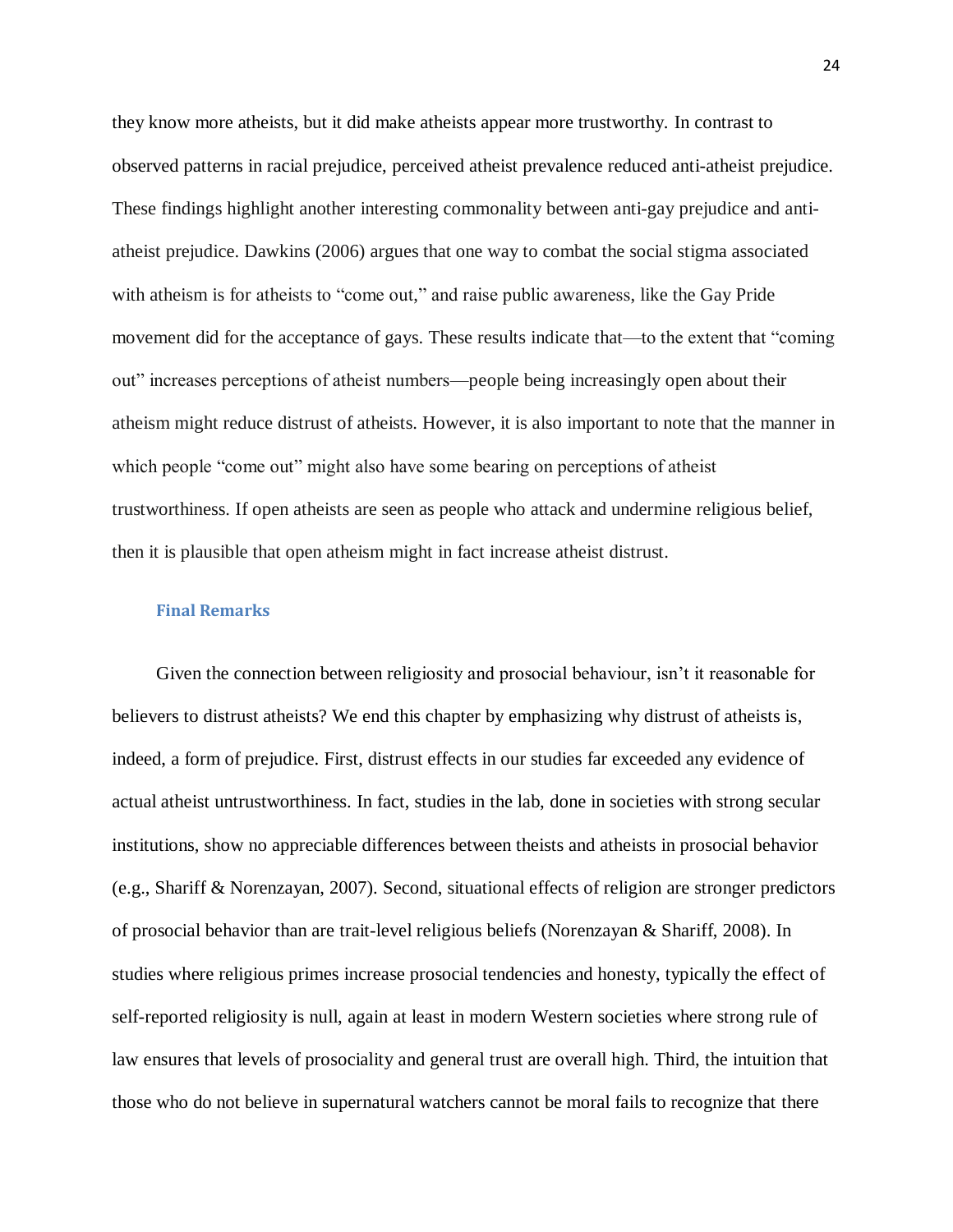they know more atheists, but it did make atheists appear more trustworthy. In contrast to observed patterns in racial prejudice, perceived atheist prevalence reduced anti-atheist prejudice. These findings highlight another interesting commonality between anti-gay prejudice and anti-atheist prejudice. Dawkins (2006) argues that one way to combat the social stigma associated with atheism is for atheists to "come out," and raise public awareness, like the Gay Pride movement did for the acceptance of gays. These results indicate that—to the extent that "coming out" increases perceptions of atheist numbers—people being increasingly open about their atheism might reduce distrust of atheists. However, it is also important to note that the manner in which people "come out" might also have some bearing on perceptions of atheist trustworthiness. If open atheists are seen as people who attack and undermine religious belief, then it is plausible that open atheism might in fact increase atheist distrust.

## Final Remarks

Given the connection between religiosity and prosocial behaviour, isn't it reasonable for believers to distrust atheists? We end this chapter by emphasizing why distrust of atheists is, indeed, a form of prejudice. First, distrust effects in our studies far exceeded any evidence of actual atheist untrustworthiness. In fact, studies in the lab, done in societies with strong secular institutions, show no appreciable differences between theists and atheists in prosocial behavior (e.g., Shariff & Norenzayan, 2007). Second, situational effects of religion are stronger predictors of prosocial behavior than are trait-level religious beliefs (Norenzayan & Shariff, 2008). In studies where religious primes increase prosocial tendencies and honesty, typically the effect of self-reported religiosity is null, again at least in modern Western societies where strong rule of law ensures that levels of prosociality and general trust are overall high. Third, the intuition that those who do not believe in supernatural watchers cannot be moral fails to recognize that there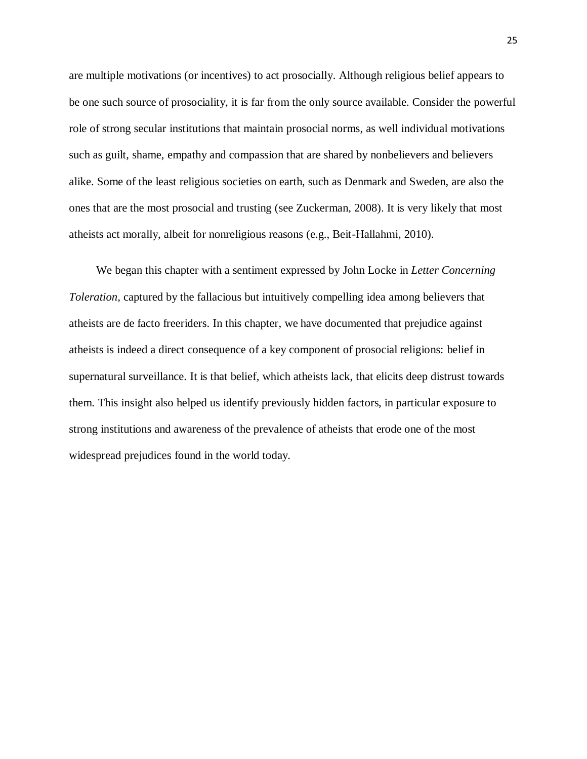are multiple motivations (or incentives) to act prosocially. Although religious belief appears to be one such source of prosociality, it is far from the only source available. Consider the powerful role of strong secular institutions that maintain prosocial norms, as well individual motivations such as guilt, shame, empathy and compassion that are shared by nonbelievers and believers alike. Some of the least religious societies on earth, such as Denmark and Sweden, are also the ones that are the most prosocial and trusting (see Zuckerman, 2008). It is very likely that most atheists act morally, albeit for nonreligious reasons (e.g., Beit-Hallahmi, 2010).

We began this chapter with a sentiment expressed by John Locke in *Letter Concerning Toleration*, captured by the fallacious but intuitively compelling idea among believers that atheists are de facto freeriders. In this chapter, we have documented that prejudice against atheists is indeed a direct consequence of a key component of prosocial religions: belief in supernatural surveillance. It is that belief, which atheists lack, that elicits deep distrust towards them. This insight also helped us identify previously hidden factors, in particular exposure to strong institutions and awareness of the prevalence of atheists that erode one of the most widespread prejudices found in the world today.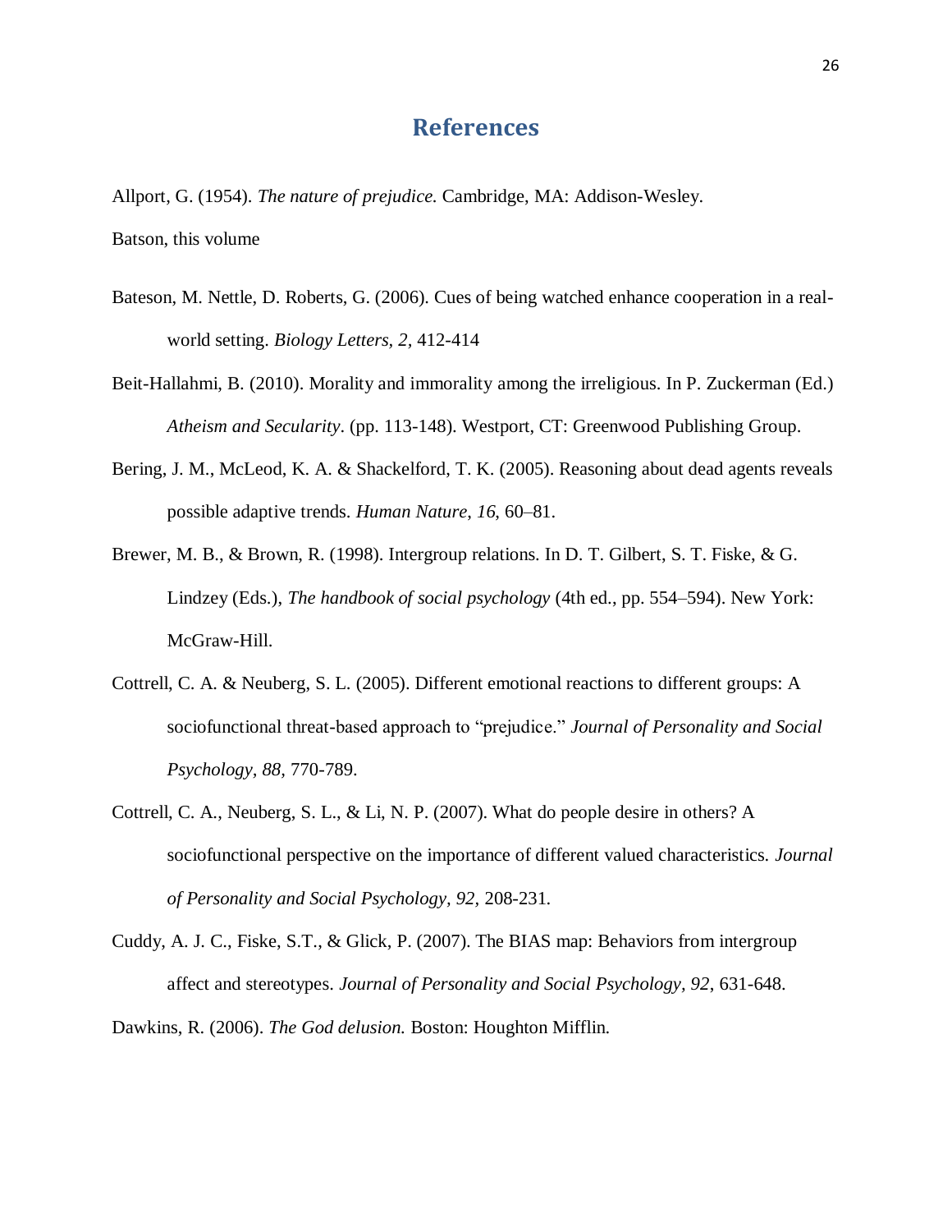# References

Allport, G. (1954). *The nature of prejudice.* Cambridge, MA: Addison-Wesley.

Batson, this volume

Bateson, M. Nettle, D. Roberts, G. (2006). Cues of being watched enhance cooperation in a real-world setting. *Biology Letters, 2,* 412-414

Beit-Hallahmi, B. (2010). Morality and immorality among the irreligious. In P. Zuckerman (Ed.) *Atheism and Secularity*. (pp. 113-148). Westport, CT: Greenwood Publishing Group.

Bering, J. M., McLeod, K. A. & Shackelford, T. K. (2005). Reasoning about dead agents reveals possible adaptive trends. *Human Nature*, *16*, 60–81.

Brewer, M. B., & Brown, R. (1998). Intergroup relations. In D. T. Gilbert, S. T. Fiske, & G. Lindzey (Eds.), *The handbook of social psychology* (4th ed., pp. 554–594). New York: McGraw-Hill.

Cottrell, C. A. & Neuberg, S. L. (2005). Different emotional reactions to different groups: A sociofunctional threat-based approach to "prejudice." *Journal of Personality and Social Psychology, 88,* 770-789.

Cottrell, C. A., Neuberg, S. L., & Li, N. P. (2007). What do people desire in others? A sociofunctional perspective on the importance of different valued characteristics. *Journal of Personality and Social Psychology, 92,* 208-231.

Cuddy, A. J. C., Fiske, S.T., & Glick, P. (2007). The BIAS map: Behaviors from intergroup affect and stereotypes. *Journal of Personality and Social Psychology, 92,* 631-648.

Dawkins, R. (2006). *The God delusion.* Boston: Houghton Mifflin.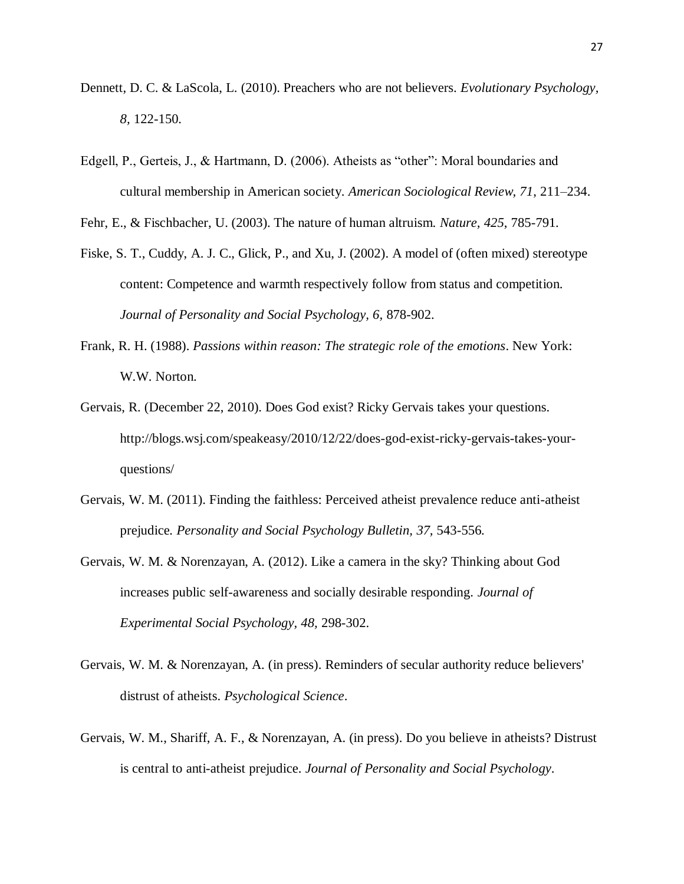Dennett, D. C. & LaScola, L. (2010). Preachers who are not believers. *Evolutionary Psychology, 8*, 122-150.

Edgell, P., Gerteis, J., & Hartmann, D. (2006). Atheists as "other": Moral boundaries and cultural membership in American society. *American Sociological Review, 71*, 211–234.

Fehr, E., & Fischbacher, U. (2003). The nature of human altruism. *Nature, 425*, 785-791.

Fiske, S. T., Cuddy, A. J. C., Glick, P., and Xu, J. (2002). A model of (often mixed) stereotype content: Competence and warmth respectively follow from status and competition. *Journal of Personality and Social Psychology, 6*, 878-902.

Frank, R. H. (1988). *Passions within reason: The strategic role of the emotions*. New York: W.W. Norton.

Gervais, R. (December 22, 2010). Does God exist? Ricky Gervais takes your questions. http://blogs.wsj.com/speakeasy/2010/12/22/does-god-exist-ricky-gervais-takes-your-questions/

Gervais, W. M. (2011). Finding the faithless: Perceived atheist prevalence reduce anti-atheist prejudice. *Personality and Social Psychology Bulletin, 37*, 543-556.

Gervais, W. M. & Norenzayan, A. (2012). Like a camera in the sky? Thinking about God increases public self-awareness and socially desirable responding. *Journal of Experimental Social Psychology, 48*, 298-302.

Gervais, W. M. & Norenzayan, A. (in press). Reminders of secular authority reduce believers' distrust of atheists. *Psychological Science*.

Gervais, W. M., Shariff, A. F., & Norenzayan, A. (in press). Do you believe in atheists? Distrust is central to anti-atheist prejudice. *Journal of Personality and Social Psychology*.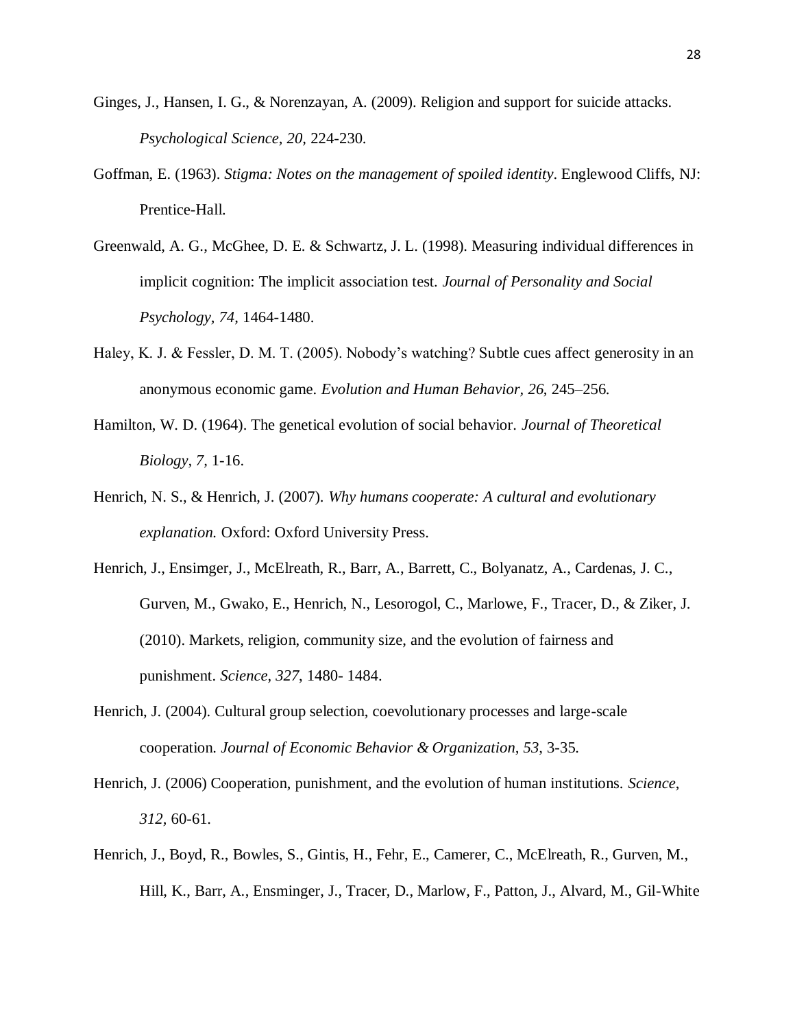Ginges, J., Hansen, I. G., & Norenzayan, A. (2009). Religion and support for suicide attacks. *Psychological Science, 20,* 224-230.

Goffman, E. (1963). *Stigma: Notes on the management of spoiled identity*. Englewood Cliffs, NJ: Prentice-Hall.

Greenwald, A. G., McGhee, D. E. & Schwartz, J. L. (1998). Measuring individual differences in implicit cognition: The implicit association test. *Journal of Personality and Social Psychology, 74,* 1464-1480.

Haley, K. J. & Fessler, D. M. T. (2005). Nobody's watching? Subtle cues affect generosity in an anonymous economic game. *Evolution and Human Behavior, 26*, 245–256.

Hamilton, W. D. (1964). The genetical evolution of social behavior. *Journal of Theoretical Biology, 7,* 1-16.

Henrich, N. S., & Henrich, J. (2007). *Why humans cooperate: A cultural and evolutionary explanation.* Oxford: Oxford University Press.

Henrich, J., Ensimger, J., McElreath, R., Barr, A., Barrett, C., Bolyanatz, A., Cardenas, J. C., Gurven, M., Gwako, E., Henrich, N., Lesorogol, C., Marlowe, F., Tracer, D., & Ziker, J. (2010). Markets, religion, community size, and the evolution of fairness and punishment. *Science, 327,* 1480- 1484.

Henrich, J. (2004). Cultural group selection, coevolutionary processes and large-scale cooperation. *Journal of Economic Behavior & Organization, 53,* 3-35.

Henrich, J. (2006) Cooperation, punishment, and the evolution of human institutions. *Science*, *312,* 60-61.

Henrich, J., Boyd, R., Bowles, S., Gintis, H., Fehr, E., Camerer, C., McElreath, R., Gurven, M., Hill, K., Barr, A., Ensminger, J., Tracer, D., Marlow, F., Patton, J., Alvard, M., Gil-White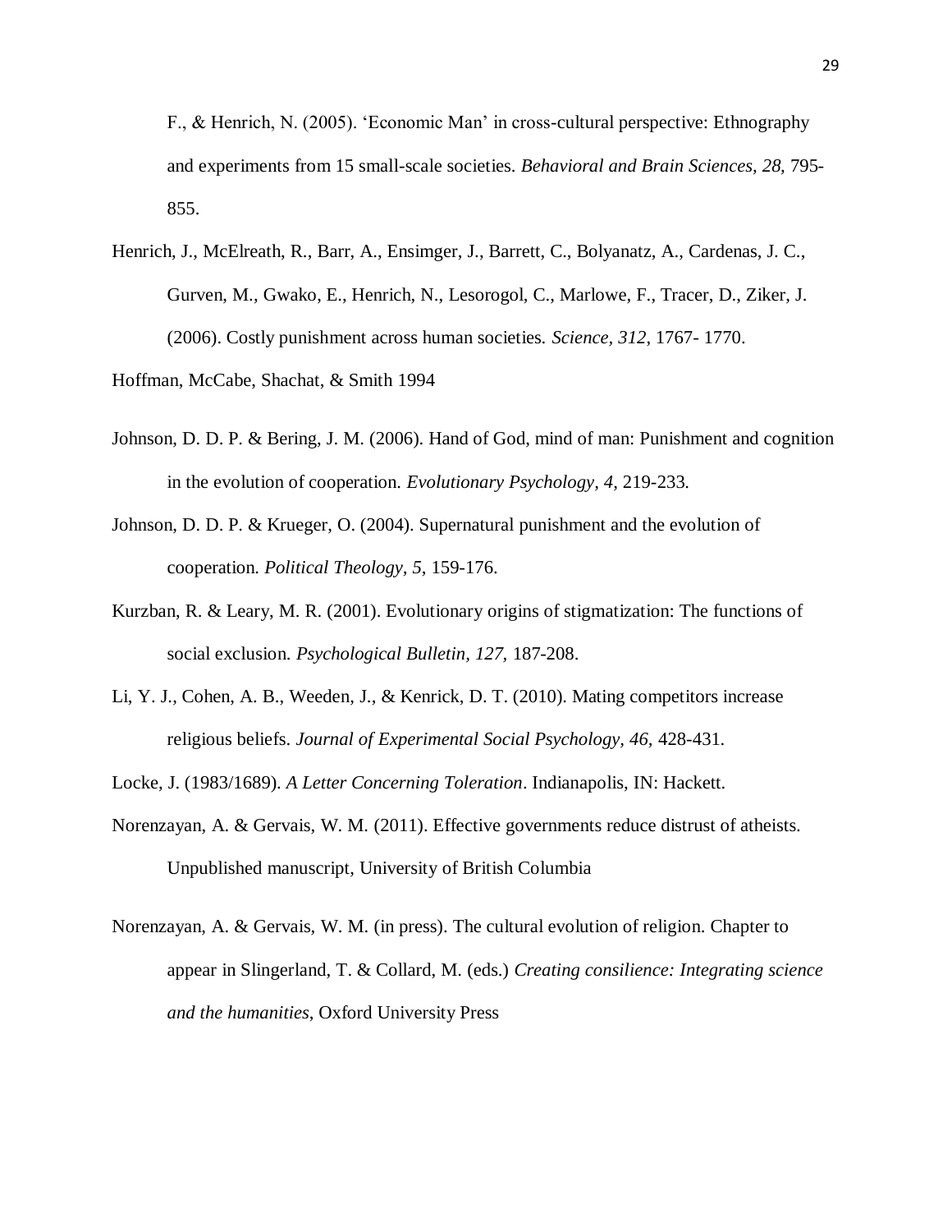F., & Henrich, N. (2005). 'Economic Man' in cross-cultural perspective: Ethnography and experiments from 15 small-scale societies. *Behavioral and Brain Sciences, 28,* 795-855.

Henrich, J., McElreath, R., Barr, A., Ensimger, J., Barrett, C., Bolyanatz, A., Cardenas, J. C., Gurven, M., Gwako, E., Henrich, N., Lesorogol, C., Marlowe, F., Tracer, D., Ziker, J. (2006). Costly punishment across human societies. *Science*, *312*, 1767- 1770.

Hoffman, McCabe, Shachat, & Smith 1994

Johnson, D. D. P. & Bering, J. M. (2006). Hand of God, mind of man: Punishment and cognition in the evolution of cooperation. *Evolutionary Psychology, 4,* 219-233.

Johnson, D. D. P. & Krueger, O. (2004). Supernatural punishment and the evolution of cooperation. *Political Theology, 5*, 159-176.

Kurzban, R. & Leary, M. R. (2001). Evolutionary origins of stigmatization: The functions of social exclusion. *Psychological Bulletin, 127,* 187-208.

Li, Y. J., Cohen, A. B., Weeden, J., & Kenrick, D. T. (2010). Mating competitors increase religious beliefs. *Journal of Experimental Social Psychology, 46,* 428-431.

Locke, J. (1983/1689). *A Letter Concerning Toleration*. Indianapolis, IN: Hackett.

Norenzayan, A. & Gervais, W. M. (2011). Effective governments reduce distrust of atheists. Unpublished manuscript, University of British Columbia

Norenzayan, A. & Gervais, W. M. (in press). The cultural evolution of religion. Chapter to appear in Slingerland, T. & Collard, M. (eds.) *Creating consilience: Integrating science and the humanities*, Oxford University Press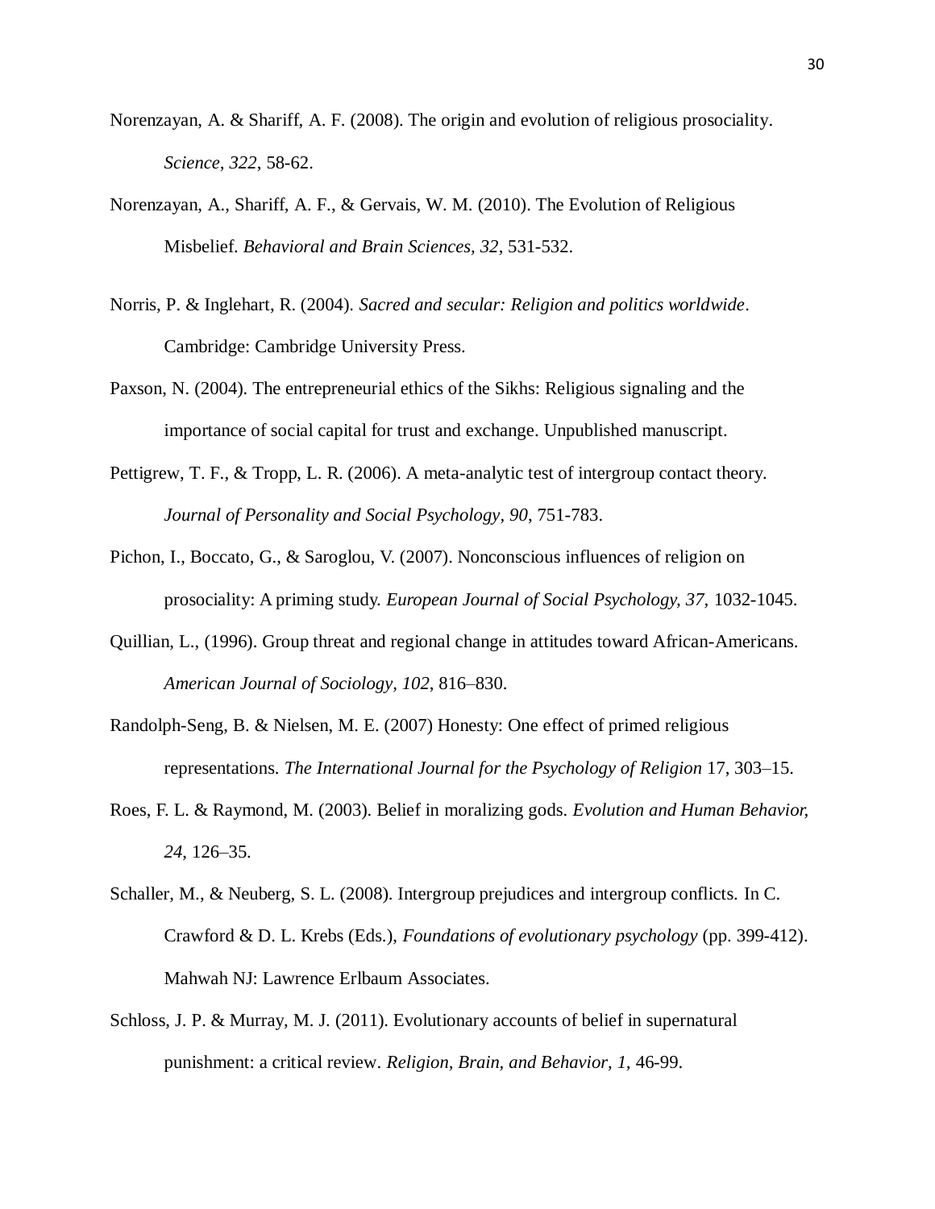Norenzayan, A. & Shariff, A. F. (2008). The origin and evolution of religious prosociality. *Science, 322*, 58-62.

Norenzayan, A., Shariff, A. F., & Gervais, W. M. (2010). The Evolution of Religious Misbelief. *Behavioral and Brain Sciences, 32*, 531-532.

Norris, P. & Inglehart, R. (2004). *Sacred and secular: Religion and politics worldwide*. Cambridge: Cambridge University Press.

Paxson, N. (2004). The entrepreneurial ethics of the Sikhs: Religious signaling and the importance of social capital for trust and exchange. Unpublished manuscript.

Pettigrew, T. F., & Tropp, L. R. (2006). A meta-analytic test of intergroup contact theory. *Journal of Personality and Social Psychology, 90*, 751-783.

Pichon, I., Boccato, G., & Saroglou, V. (2007). Nonconscious influences of religion on prosociality: A priming study. *European Journal of Social Psychology, 37,* 1032-1045.

Quillian, L., (1996). Group threat and regional change in attitudes toward African-Americans. *American Journal of Sociology, 102*, 816–830.

Randolph-Seng, B. & Nielsen, M. E. (2007) Honesty: One effect of primed religious representations. *The International Journal for the Psychology of Religion* 17, 303–15.

Roes, F. L. & Raymond, M. (2003). Belief in moralizing gods. *Evolution and Human Behavior, 24,* 126–35.

Schaller, M., & Neuberg, S. L. (2008). Intergroup prejudices and intergroup conflicts. In C. Crawford & D. L. Krebs (Eds.), *Foundations of evolutionary psychology* (pp. 399-412). Mahwah NJ: Lawrence Erlbaum Associates.

Schloss, J. P. & Murray, M. J. (2011). Evolutionary accounts of belief in supernatural punishment: a critical review. *Religion, Brain, and Behavior, 1,* 46-99.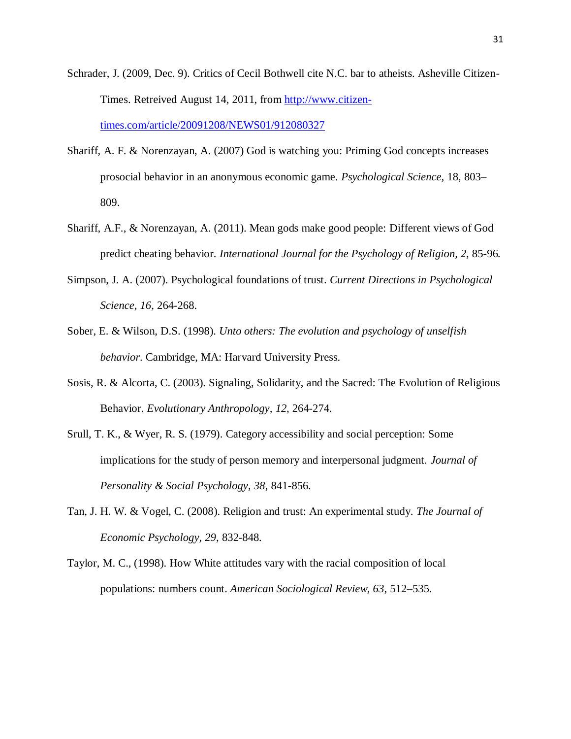Schrader, J. (2009, Dec. 9). Critics of Cecil Bothwell cite N.C. bar to atheists. Asheville Citizen-Times. Retreived August 14, 2011, from [http://www.citizen-times.com/article/20091208/NEWS01/912080327](http://www.citizen-times.com/article/20091208/NEWS01/912080327)

Shariff, A. F. & Norenzayan, A. (2007) God is watching you: Priming God concepts increases prosocial behavior in an anonymous economic game. *Psychological Science,* 18, 803–809.

Shariff, A.F., & Norenzayan, A. (2011). Mean gods make good people: Different views of God predict cheating behavior. *International Journal for the Psychology of Religion, 2,* 85-96.

Simpson, J. A. (2007). Psychological foundations of trust. *Current Directions in Psychological Science, 16,* 264-268.

Sober, E. & Wilson, D.S. (1998). *Unto others: The evolution and psychology of unselfish behavior.* Cambridge, MA: Harvard University Press.

Sosis, R. & Alcorta, C. (2003). Signaling, Solidarity, and the Sacred: The Evolution of Religious Behavior. *Evolutionary Anthropology, 12,* 264-274.

Srull, T. K., & Wyer, R. S. (1979). Category accessibility and social perception: Some implications for the study of person memory and interpersonal judgment. *Journal of Personality & Social Psychology, 38,* 841-856.

Tan, J. H. W. & Vogel, C. (2008). Religion and trust: An experimental study. *The Journal of Economic Psychology, 29,* 832-848.

Taylor, M. C., (1998). How White attitudes vary with the racial composition of local populations: numbers count. *American Sociological Review, 63,* 512–535.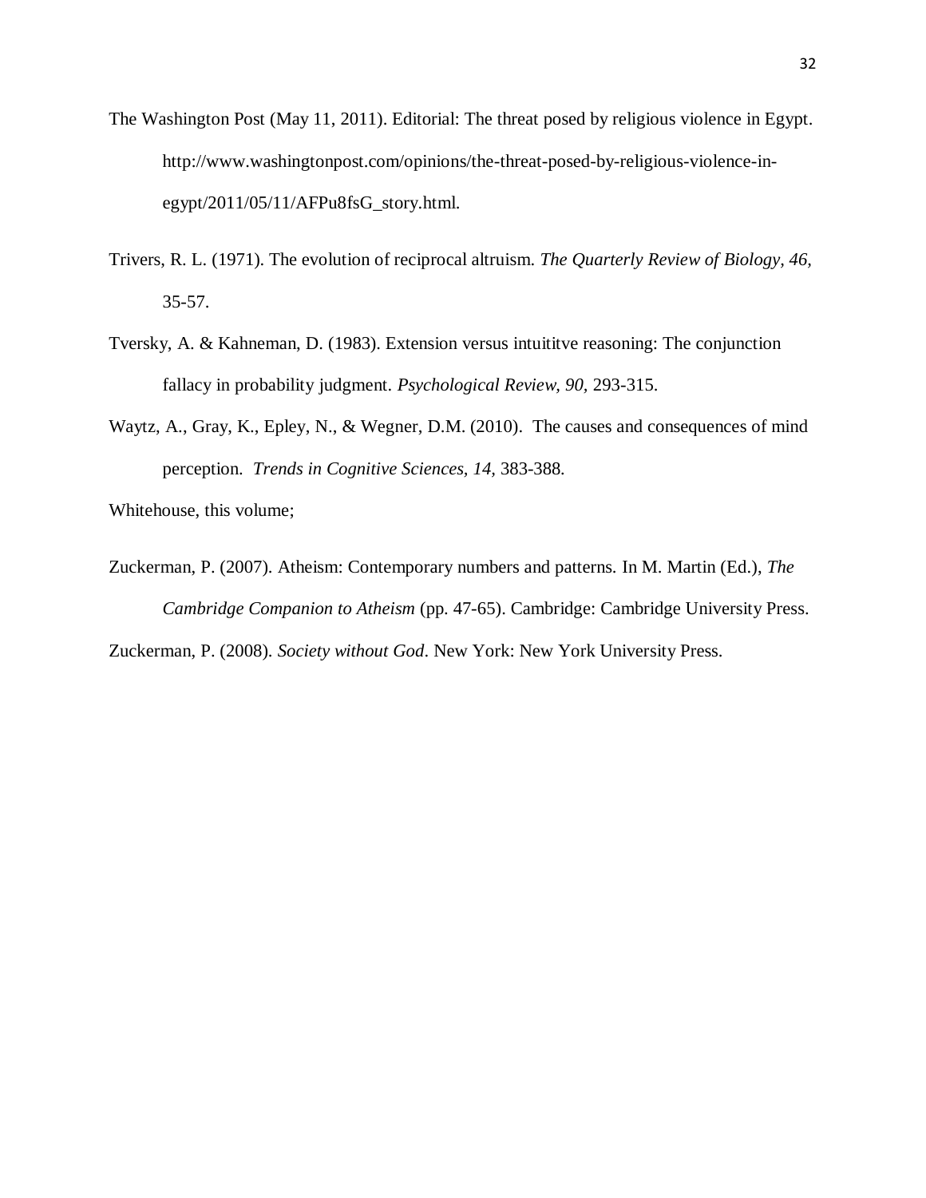The Washington Post (May 11, 2011). Editorial: The threat posed by religious violence in Egypt. http://www.washingtonpost.com/opinions/the-threat-posed-by-religious-violence-in-egypt/2011/05/11/AFPu8fsG_story.html.

Trivers, R. L. (1971). The evolution of reciprocal altruism. *The Quarterly Review of Biology, 46*, 35-57.

Tversky, A. & Kahneman, D. (1983). Extension versus intuititve reasoning: The conjunction fallacy in probability judgment. *Psychological Review, 90,* 293-315.

Waytz, A., Gray, K., Epley, N., & Wegner, D.M. (2010). The causes and consequences of mind perception. *Trends in Cognitive Sciences, 14,* 383-388.

Whitehouse, this volume;

Zuckerman, P. (2007). Atheism: Contemporary numbers and patterns. In M. Martin (Ed.), *The Cambridge Companion to Atheism* (pp. 47-65). Cambridge: Cambridge University Press.

Zuckerman, P. (2008). *Society without God*. New York: New York University Press.